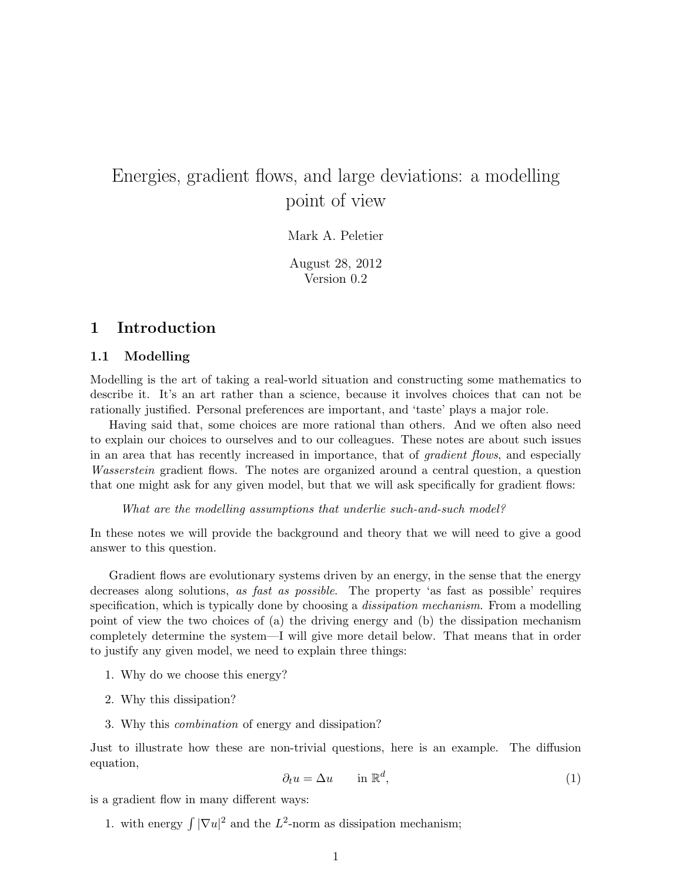# Energies, gradient flows, and large deviations: a modelling point of view

Mark A. Peletier

August 28, 2012
Version 0.2

## 1 Introduction

### 1.1 Modelling

Modelling is the art of taking a real-world situation and constructing some mathematics to describe it. It's an art rather than a science, because it involves choices that can not be rationally justified. Personal preferences are important, and 'taste' plays a major role.

Having said that, some choices are more rational than others. And we often also need to explain our choices to ourselves and to our colleagues. These notes are about such issues in an area that has recently increased in importance, that of *gradient flows*, and especially *Wasserstein* gradient flows. The notes are organized around a central question, a question that one might ask for any given model, but that we will ask specifically for gradient flows:

*What are the modelling assumptions that underlie such-and-such model?*

In these notes we will provide the background and theory that we will need to give a good answer to this question.

Gradient flows are evolutionary systems driven by an energy, in the sense that the energy decreases along solutions, *as fast as possible*. The property 'as fast as possible' requires specification, which is typically done by choosing a *dissipation mechanism*. From a modelling point of view the two choices of (a) the driving energy and (b) the dissipation mechanism completely determine the system—I will give more detail below. That means that in order to justify any given model, we need to explain three things:

1. Why do we choose this energy?
2. Why this dissipation?
3. Why this *combination* of energy and dissipation?

Just to illustrate how these are non-trivial questions, here is an example. The diffusion equation,

$$\partial_t u = \Delta u \qquad \text{in } \mathbb{R}^d, \tag{1}$$

is a gradient flow in many different ways:

1. with energy $\int |\nabla u|^2$ and the $L^2$-norm as dissipation mechanism;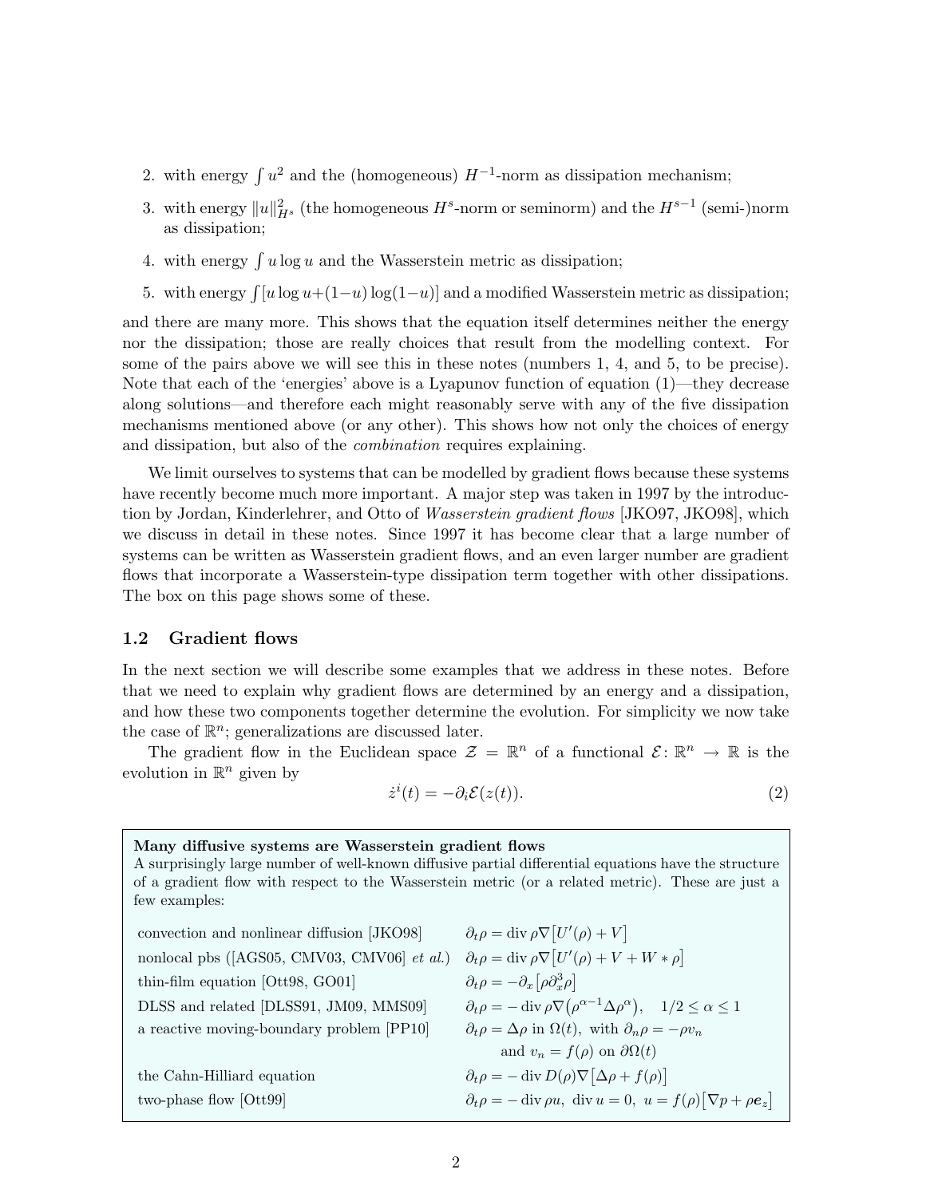2. with energy $\int u^2$ and the (homogeneous) $H^{-1}$-norm as dissipation mechanism;
3. with energy $\|u\|^2_{H^s}$ (the homogeneous $H^s$-norm or seminorm) and the $H^{s-1}$ (semi-)norm as dissipation;
4. with energy $\int u \log u$ and the Wasserstein metric as dissipation;
5. with energy $\int [u \log u + (1-u)\log(1-u)]$ and a modified Wasserstein metric as dissipation;

and there are many more. This shows that the equation itself determines neither the energy nor the dissipation; those are really choices that result from the modelling context. For some of the pairs above we will see this in these notes (numbers 1, 4, and 5, to be precise). Note that each of the 'energies' above is a Lyapunov function of equation (1)—they decrease along solutions—and therefore each might reasonably serve with any of the five dissipation mechanisms mentioned above (or any other). This shows how not only the choices of energy and dissipation, but also of the *combination* requires explaining.

We limit ourselves to systems that can be modelled by gradient flows because these systems have recently become much more important. A major step was taken in 1997 by the introduction by Jordan, Kinderlehrer, and Otto of *Wasserstein gradient flows* [JKO97, JKO98], which we discuss in detail in these notes. Since 1997 it has become clear that a large number of systems can be written as Wasserstein gradient flows, and an even larger number are gradient flows that incorporate a Wasserstein-type dissipation term together with other dissipations. The box on this page shows some of these.

### 1.2 Gradient flows

In the next section we will describe some examples that we address in these notes. Before that we need to explain why gradient flows are determined by an energy and a dissipation, and how these two components together determine the evolution. For simplicity we now take the case of $\mathbb{R}^n$; generalizations are discussed later.

The gradient flow in the Euclidean space $\mathcal{Z} = \mathbb{R}^n$ of a functional $\mathcal{E}\colon \mathbb{R}^n \to \mathbb{R}$ is the evolution in $\mathbb{R}^n$ given by

$$\dot{z}^i(t) = -\partial_i \mathcal{E}(z(t)). \tag{2}$$

**Many diffusive systems are Wasserstein gradient flows**
A surprisingly large number of well-known diffusive partial differential equations have the structure of a gradient flow with respect to the Wasserstein metric (or a related metric). These are just a few examples:

| | |
|---|---|
| convection and nonlinear diffusion [JKO98] | $\partial_t \rho = \operatorname{div} \rho \nabla \big[U'(\rho) + V\big]$ |
| nonlocal pbs ([AGS05, CMV03, CMV06] *et al.*) | $\partial_t \rho = \operatorname{div} \rho \nabla \big[U'(\rho) + V + W * \rho\big]$ |
| thin-film equation [Ott98, GO01] | $\partial_t \rho = -\partial_x \big[\rho \partial_x^3 \rho\big]$ |
| DLSS and related [DLSS91, JM09, MMS09] | $\partial_t \rho = -\operatorname{div} \rho \nabla \big(\rho^{\alpha-1} \Delta \rho^\alpha\big), \quad 1/2 \le \alpha \le 1$ |
| a reactive moving-boundary problem [PP10] | $\partial_t \rho = \Delta \rho$ in $\Omega(t)$, with $\partial_n \rho = -\rho v_n$ and $v_n = f(\rho)$ on $\partial\Omega(t)$ |
| the Cahn-Hilliard equation | $\partial_t \rho = -\operatorname{div} D(\rho) \nabla \big[\Delta \rho + f(\rho)\big]$ |
| two-phase flow [Ott99] | $\partial_t \rho = -\operatorname{div} \rho u, \ \operatorname{div} u = 0, \ u = f(\rho)\big[\nabla p + \rho \boldsymbol{e}_z\big]$ |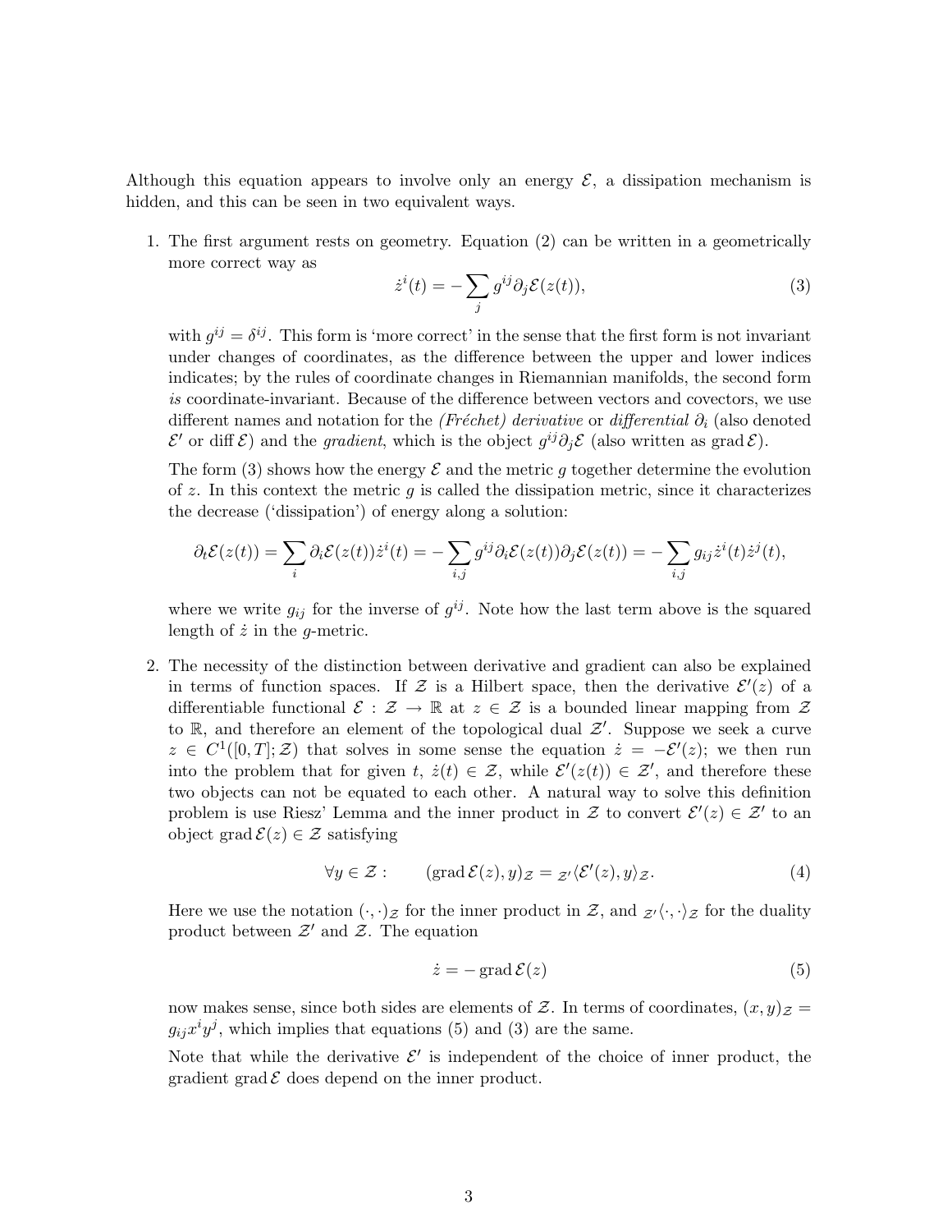Although this equation appears to involve only an energy $\mathcal{E}$, a dissipation mechanism is hidden, and this can be seen in two equivalent ways.

1. The first argument rests on geometry. Equation (2) can be written in a geometrically more correct way as

$$\dot{z}^i(t) = -\sum_j g^{ij}\partial_j \mathcal{E}(z(t)), \tag{3}$$

   with $g^{ij} = \delta^{ij}$. This form is 'more correct' in the sense that the first form is not invariant under changes of coordinates, as the difference between the upper and lower indices indicates; by the rules of coordinate changes in Riemannian manifolds, the second form *is* coordinate-invariant. Because of the difference between vectors and covectors, we use different names and notation for the *(Fréchet) derivative* or *differential* $\partial_i$ (also denoted $\mathcal{E}'$ or $\operatorname{diff}\mathcal{E}$) and the *gradient*, which is the object $g^{ij}\partial_j\mathcal{E}$ (also written as $\operatorname{grad}\mathcal{E}$).

   The form (3) shows how the energy $\mathcal{E}$ and the metric $g$ together determine the evolution of $z$. In this context the metric $g$ is called the dissipation metric, since it characterizes the decrease ('dissipation') of energy along a solution:

$$\partial_t \mathcal{E}(z(t)) = \sum_i \partial_i \mathcal{E}(z(t))\dot{z}^i(t) = -\sum_{i,j} g^{ij}\partial_i\mathcal{E}(z(t))\partial_j\mathcal{E}(z(t)) = -\sum_{i,j} g_{ij}\dot{z}^i(t)\dot{z}^j(t),$$

   where we write $g_{ij}$ for the inverse of $g^{ij}$. Note how the last term above is the squared length of $\dot{z}$ in the $g$-metric.

2. The necessity of the distinction between derivative and gradient can also be explained in terms of function spaces. If $\mathcal{Z}$ is a Hilbert space, then the derivative $\mathcal{E}'(z)$ of a differentiable functional $\mathcal{E} : \mathcal{Z} \to \mathbb{R}$ at $z \in \mathcal{Z}$ is a bounded linear mapping from $\mathcal{Z}$ to $\mathbb{R}$, and therefore an element of the topological dual $\mathcal{Z}'$. Suppose we seek a curve $z \in C^1([0,T];\mathcal{Z})$ that solves in some sense the equation $\dot{z} = -\mathcal{E}'(z)$; we then run into the problem that for given $t$, $\dot{z}(t) \in \mathcal{Z}$, while $\mathcal{E}'(z(t)) \in \mathcal{Z}'$, and therefore these two objects can not be equated to each other. A natural way to solve this definition problem is use Riesz' Lemma and the inner product in $\mathcal{Z}$ to convert $\mathcal{E}'(z) \in \mathcal{Z}'$ to an object $\operatorname{grad}\mathcal{E}(z) \in \mathcal{Z}$ satisfying

$$\forall y \in \mathcal{Z}: \qquad (\operatorname{grad}\mathcal{E}(z), y)_{\mathcal{Z}} = {}_{\mathcal{Z}'}\langle \mathcal{E}'(z), y\rangle_{\mathcal{Z}}. \tag{4}$$

   Here we use the notation $(\cdot,\cdot)_{\mathcal{Z}}$ for the inner product in $\mathcal{Z}$, and ${}_{\mathcal{Z}'}\langle\cdot,\cdot\rangle_{\mathcal{Z}}$ for the duality product between $\mathcal{Z}'$ and $\mathcal{Z}$. The equation

$$\dot{z} = -\operatorname{grad}\mathcal{E}(z) \tag{5}$$

   now makes sense, since both sides are elements of $\mathcal{Z}$. In terms of coordinates, $(x,y)_{\mathcal{Z}} = g_{ij}x^i y^j$, which implies that equations (5) and (3) are the same.

   Note that while the derivative $\mathcal{E}'$ is independent of the choice of inner product, the gradient $\operatorname{grad}\mathcal{E}$ does depend on the inner product.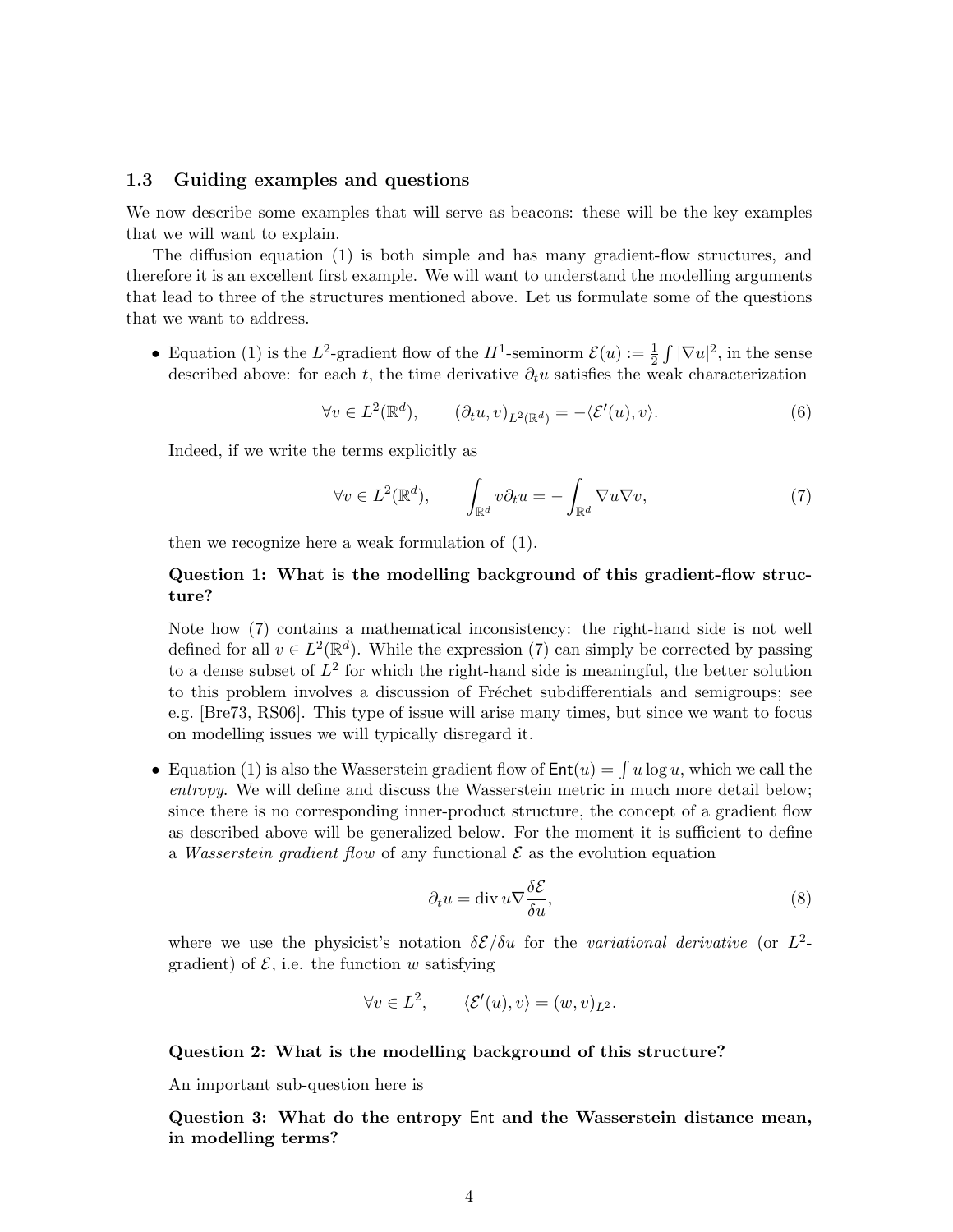### 1.3 Guiding examples and questions

We now describe some examples that will serve as beacons: these will be the key examples that we will want to explain.

The diffusion equation (1) is both simple and has many gradient-flow structures, and therefore it is an excellent first example. We will want to understand the modelling arguments that lead to three of the structures mentioned above. Let us formulate some of the questions that we want to address.

- Equation (1) is the $L^2$-gradient flow of the $H^1$-seminorm $\mathcal{E}(u) := \frac{1}{2}\int |\nabla u|^2$, in the sense described above: for each $t$, the time derivative $\partial_t u$ satisfies the weak characterization

$$\forall v \in L^2(\mathbb{R}^d), \qquad (\partial_t u, v)_{L^2(\mathbb{R}^d)} = -\langle \mathcal{E}'(u), v\rangle. \tag{6}$$

  Indeed, if we write the terms explicitly as

$$\forall v \in L^2(\mathbb{R}^d), \qquad \int_{\mathbb{R}^d} v\partial_t u = -\int_{\mathbb{R}^d} \nabla u \nabla v, \tag{7}$$

  then we recognize here a weak formulation of (1).

  **Question 1: What is the modelling background of this gradient-flow structure?**

  Note how (7) contains a mathematical inconsistency: the right-hand side is not well defined for all $v \in L^2(\mathbb{R}^d)$. While the expression (7) can simply be corrected by passing to a dense subset of $L^2$ for which the right-hand side is meaningful, the better solution to this problem involves a discussion of Fréchet subdifferentials and semigroups; see e.g. [Bre73, RS06]. This type of issue will arise many times, but since we want to focus on modelling issues we will typically disregard it.

- Equation (1) is also the Wasserstein gradient flow of $\mathsf{Ent}(u) = \int u \log u$, which we call the *entropy*. We will define and discuss the Wasserstein metric in much more detail below; since there is no corresponding inner-product structure, the concept of a gradient flow as described above will be generalized below. For the moment it is sufficient to define a *Wasserstein gradient flow* of any functional $\mathcal{E}$ as the evolution equation

$$\partial_t u = \operatorname{div} u \nabla \frac{\delta \mathcal{E}}{\delta u}, \tag{8}$$

  where we use the physicist's notation $\delta\mathcal{E}/\delta u$ for the *variational derivative* (or $L^2$-gradient) of $\mathcal{E}$, i.e. the function $w$ satisfying

$$\forall v \in L^2, \qquad \langle \mathcal{E}'(u), v\rangle = (w, v)_{L^2}.$$

  **Question 2: What is the modelling background of this structure?**

  An important sub-question here is

  **Question 3: What do the entropy $\mathsf{Ent}$ and the Wasserstein distance mean, in modelling terms?**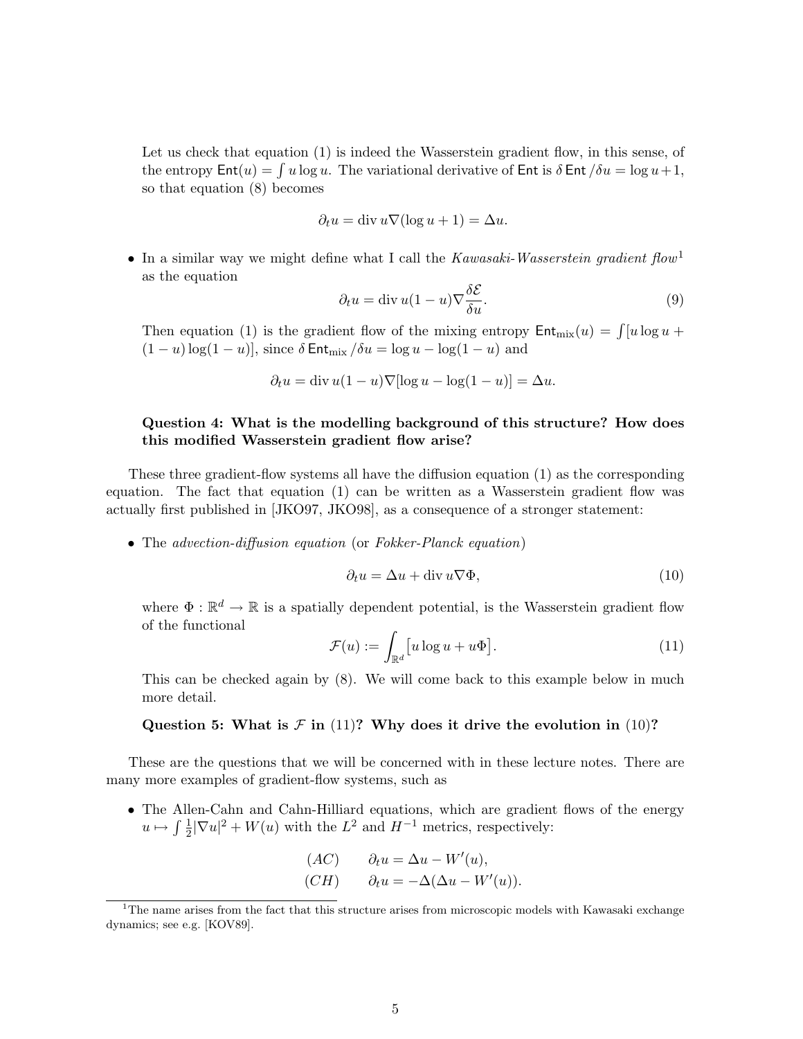Let us check that equation (1) is indeed the Wasserstein gradient flow, in this sense, of the entropy $\mathsf{Ent}(u) = \int u \log u$. The variational derivative of $\mathsf{Ent}$ is $\delta \mathsf{Ent} / \delta u = \log u + 1$, so that equation (8) becomes

$$\partial_t u = \operatorname{div} u \nabla (\log u + 1) = \Delta u.$$

- In a similar way we might define what I call the *Kawasaki-Wasserstein gradient flow*[1] as the equation

$$\partial_t u = \operatorname{div} u(1-u) \nabla \frac{\delta \mathcal{E}}{\delta u}. \tag{9}$$

  Then equation (1) is the gradient flow of the mixing entropy $\mathsf{Ent}_{\text{mix}}(u) = \int [u \log u + (1-u)\log(1-u)]$, since $\delta \mathsf{Ent}_{\text{mix}} / \delta u = \log u - \log(1-u)$ and

$$\partial_t u = \operatorname{div} u(1-u) \nabla [\log u - \log(1-u)] = \Delta u.$$

**Question 4: What is the modelling background of this structure? How does this modified Wasserstein gradient flow arise?**

These three gradient-flow systems all have the diffusion equation (1) as the corresponding equation. The fact that equation (1) can be written as a Wasserstein gradient flow was actually first published in [JKO97, JKO98], as a consequence of a stronger statement:

- The *advection-diffusion equation* (or *Fokker-Planck equation*)

$$\partial_t u = \Delta u + \operatorname{div} u \nabla \Phi, \tag{10}$$

  where $\Phi : \mathbb{R}^d \to \mathbb{R}$ is a spatially dependent potential, is the Wasserstein gradient flow of the functional

$$\mathcal{F}(u) := \int_{\mathbb{R}^d} \big[ u \log u + u \Phi \big]. \tag{11}$$

  This can be checked again by (8). We will come back to this example below in much more detail.

**Question 5: What is $\mathcal{F}$ in (11)? Why does it drive the evolution in (10)?**

These are the questions that we will be concerned with in these lecture notes. There are many more examples of gradient-flow systems, such as

- The Allen-Cahn and Cahn-Hilliard equations, which are gradient flows of the energy $u \mapsto \int \frac{1}{2} |\nabla u|^2 + W(u)$ with the $L^2$ and $H^{-1}$ metrics, respectively:

$$\begin{aligned} &(AC) \qquad \partial_t u = \Delta u - W'(u), \\ &(CH) \qquad \partial_t u = -\Delta(\Delta u - W'(u)). \end{aligned}$$

[1] The name arises from the fact that this structure arises from microscopic models with Kawasaki exchange dynamics; see e.g. [KOV89].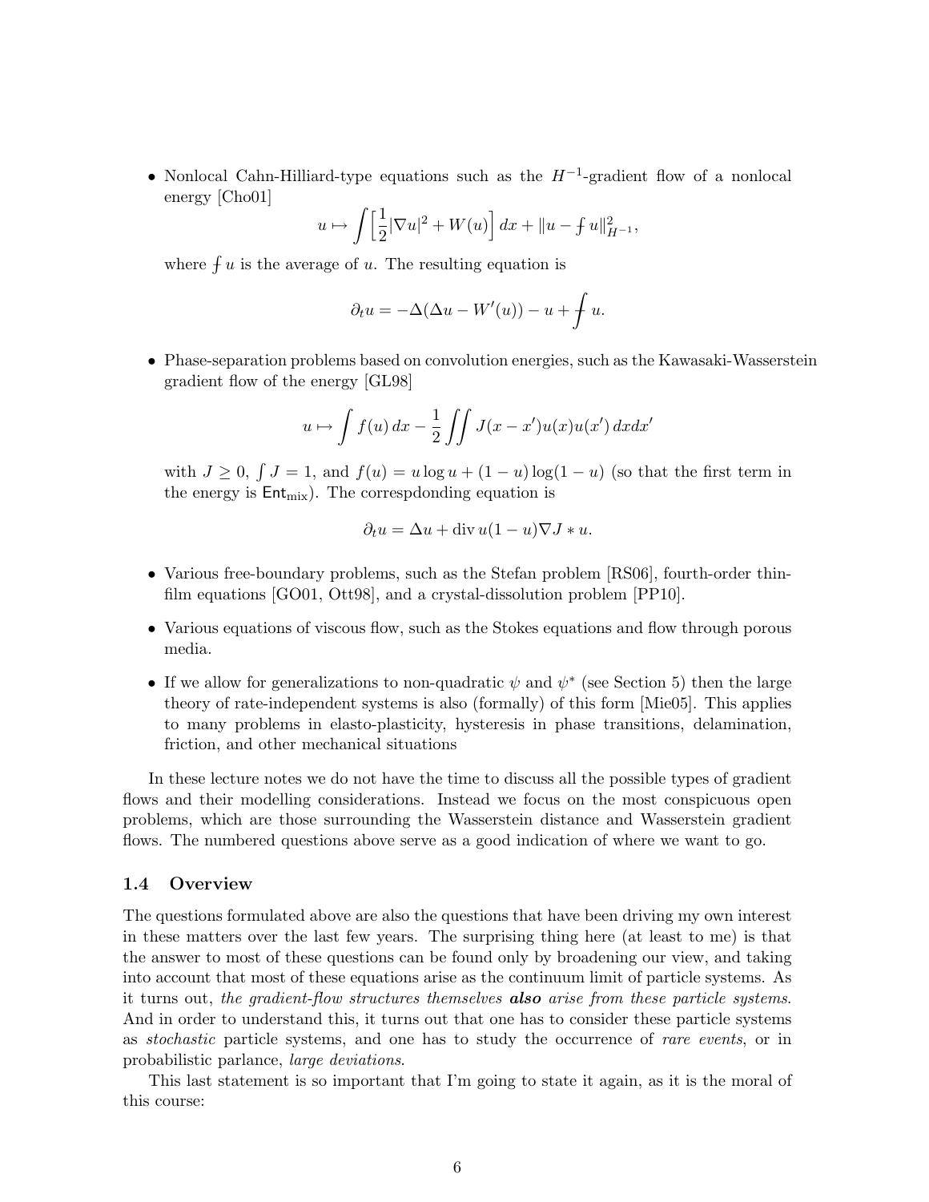- Nonlocal Cahn-Hilliard-type equations such as the $H^{-1}$-gradient flow of a nonlocal energy [Cho01]

$$u \mapsto \int \Big[\frac{1}{2}|\nabla u|^2 + W(u)\Big]\, dx + \|u - \textstyle\fint u\|_{H^{-1}}^2,$$

  where $\fint u$ is the average of $u$. The resulting equation is

$$\partial_t u = -\Delta(\Delta u - W'(u)) - u + \fint u.$$

- Phase-separation problems based on convolution energies, such as the Kawasaki-Wasserstein gradient flow of the energy [GL98]

$$u \mapsto \int f(u)\, dx - \frac{1}{2} \iint J(x - x')u(x)u(x')\, dx dx'$$

  with $J \geq 0$, $\int J = 1$, and $f(u) = u \log u + (1 - u) \log(1 - u)$ (so that the first term in the energy is $\mathsf{Ent}_{\text{mix}}$). The correspdonding equation is

$$\partial_t u = \Delta u + \operatorname{div} u(1 - u)\nabla J * u.$$

- Various free-boundary problems, such as the Stefan problem [RS06], fourth-order thin-film equations [GO01, Ott98], and a crystal-dissolution problem [PP10].
- Various equations of viscous flow, such as the Stokes equations and flow through porous media.
- If we allow for generalizations to non-quadratic $\psi$ and $\psi^*$ (see Section 5) then the large theory of rate-independent systems is also (formally) of this form [Mie05]. This applies to many problems in elasto-plasticity, hysteresis in phase transitions, delamination, friction, and other mechanical situations

In these lecture notes we do not have the time to discuss all the possible types of gradient flows and their modelling considerations. Instead we focus on the most conspicuous open problems, which are those surrounding the Wasserstein distance and Wasserstein gradient flows. The numbered questions above serve as a good indication of where we want to go.

### 1.4 Overview

The questions formulated above are also the questions that have been driving my own interest in these matters over the last few years. The surprising thing here (at least to me) is that the answer to most of these questions can be found only by broadening our view, and taking into account that most of these equations arise as the continuum limit of particle systems. As it turns out, *the gradient-flow structures themselves* ***also*** *arise from these particle systems*. And in order to understand this, it turns out that one has to consider these particle systems as *stochastic* particle systems, and one has to study the occurrence of *rare events*, or in probabilistic parlance, *large deviations*.

This last statement is so important that I'm going to state it again, as it is the moral of this course: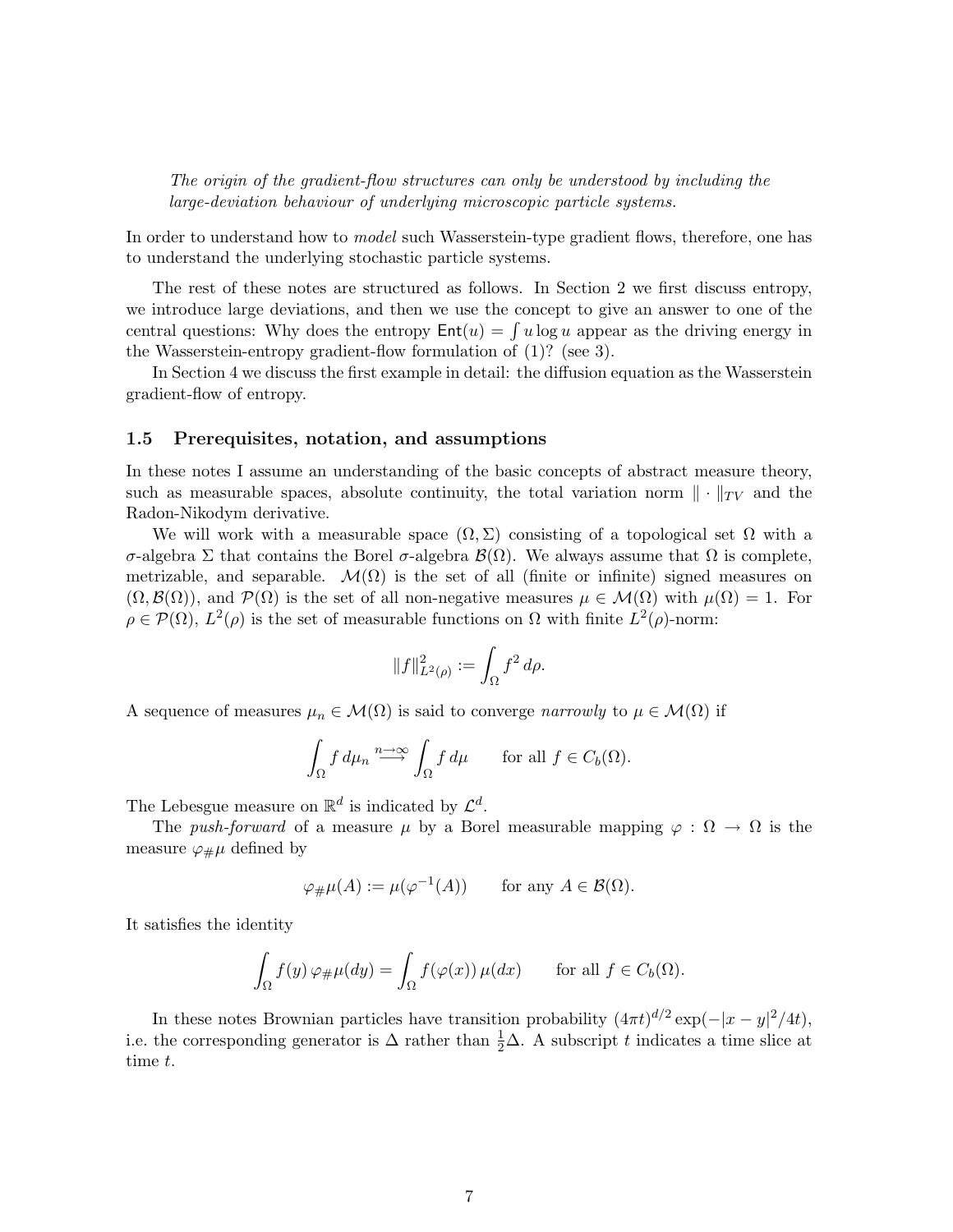*The origin of the gradient-flow structures can only be understood by including the large-deviation behaviour of underlying microscopic particle systems.*

In order to understand how to *model* such Wasserstein-type gradient flows, therefore, one has to understand the underlying stochastic particle systems.

The rest of these notes are structured as follows. In Section 2 we first discuss entropy, we introduce large deviations, and then we use the concept to give an answer to one of the central questions: Why does the entropy $\mathsf{Ent}(u) = \int u \log u$ appear as the driving energy in the Wasserstein-entropy gradient-flow formulation of (1)? (see 3).

In Section 4 we discuss the first example in detail: the diffusion equation as the Wasserstein gradient-flow of entropy.

### 1.5 Prerequisites, notation, and assumptions

In these notes I assume an understanding of the basic concepts of abstract measure theory, such as measurable spaces, absolute continuity, the total variation norm $\|\cdot\|_{TV}$ and the Radon-Nikodym derivative.

We will work with a measurable space $(\Omega, \Sigma)$ consisting of a topological set $\Omega$ with a $\sigma$-algebra $\Sigma$ that contains the Borel $\sigma$-algebra $\mathcal{B}(\Omega)$. We always assume that $\Omega$ is complete, metrizable, and separable. $\mathcal{M}(\Omega)$ is the set of all (finite or infinite) signed measures on $(\Omega, \mathcal{B}(\Omega))$, and $\mathcal{P}(\Omega)$ is the set of all non-negative measures $\mu \in \mathcal{M}(\Omega)$ with $\mu(\Omega) = 1$. For $\rho \in \mathcal{P}(\Omega)$, $L^2(\rho)$ is the set of measurable functions on $\Omega$ with finite $L^2(\rho)$-norm:

$$\|f\|_{L^2(\rho)}^2 := \int_\Omega f^2 \, d\rho.$$

A sequence of measures $\mu_n \in \mathcal{M}(\Omega)$ is said to converge *narrowly* to $\mu \in \mathcal{M}(\Omega)$ if

$$\int_\Omega f \, d\mu_n \overset{n\to\infty}{\longrightarrow} \int_\Omega f \, d\mu \qquad \text{for all } f \in C_b(\Omega).$$

The Lebesgue measure on $\mathbb{R}^d$ is indicated by $\mathcal{L}^d$.

The *push-forward* of a measure $\mu$ by a Borel measurable mapping $\varphi : \Omega \to \Omega$ is the measure $\varphi_\# \mu$ defined by

$$\varphi_\# \mu(A) := \mu(\varphi^{-1}(A)) \qquad \text{for any } A \in \mathcal{B}(\Omega).$$

It satisfies the identity

$$\int_\Omega f(y) \, \varphi_\# \mu(dy) = \int_\Omega f(\varphi(x)) \, \mu(dx) \qquad \text{for all } f \in C_b(\Omega).$$

In these notes Brownian particles have transition probability $(4\pi t)^{d/2} \exp(-|x-y|^2/4t)$, i.e. the corresponding generator is $\Delta$ rather than $\frac{1}{2}\Delta$. A subscript $t$ indicates a time slice at time $t$.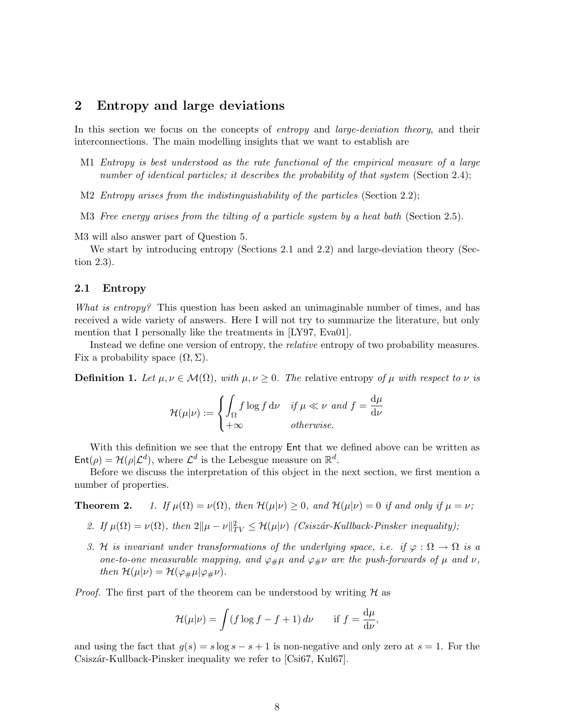## 2 Entropy and large deviations

In this section we focus on the concepts of *entropy* and *large-deviation theory*, and their interconnections. The main modelling insights that we want to establish are

- M1 *Entropy is best understood as the rate functional of the empirical measure of a large number of identical particles; it describes the probability of that system* (Section 2.4);
- M2 *Entropy arises from the indistinguishability of the particles* (Section 2.2);
- M3 *Free energy arises from the tilting of a particle system by a heat bath* (Section 2.5).

M3 will also answer part of Question 5.

We start by introducing entropy (Sections 2.1 and 2.2) and large-deviation theory (Section 2.3).

### 2.1 Entropy

*What is entropy?* This question has been asked an unimaginable number of times, and has received a wide variety of answers. Here I will not try to summarize the literature, but only mention that I personally like the treatments in [LY97, Eva01].

Instead we define one version of entropy, the *relative* entropy of two probability measures. Fix a probability space $(\Omega, \Sigma)$.

**Definition 1.** *Let $\mu, \nu \in \mathcal{M}(\Omega)$, with $\mu, \nu \geq 0$. The* relative entropy *of $\mu$ with respect to $\nu$ is*

$$\mathcal{H}(\mu|\nu) := \begin{cases} \displaystyle\int_\Omega f \log f \, \mathrm{d}\nu & \text{if } \mu \ll \nu \text{ and } f = \dfrac{\mathrm{d}\mu}{\mathrm{d}\nu} \\ +\infty & \text{otherwise.} \end{cases}$$

With this definition we see that the entropy $\mathsf{Ent}$ that we defined above can be written as $\mathsf{Ent}(\rho) = \mathcal{H}(\rho|\mathcal{L}^d)$, where $\mathcal{L}^d$ is the Lebesgue measure on $\mathbb{R}^d$.

Before we discuss the interpretation of this object in the next section, we first mention a number of properties.

**Theorem 2.** *1. If $\mu(\Omega) = \nu(\Omega)$, then $\mathcal{H}(\mu|\nu) \geq 0$, and $\mathcal{H}(\mu|\nu) = 0$ if and only if $\mu = \nu$;*

*2. If $\mu(\Omega) = \nu(\Omega)$, then $2\|\mu - \nu\|_{TV}^2 \leq \mathcal{H}(\mu|\nu)$ (Csiszár-Kullback-Pinsker inequality);*

*3. $\mathcal{H}$ is invariant under transformations of the underlying space, i.e. if $\varphi : \Omega \to \Omega$ is a one-to-one measurable mapping, and $\varphi_\# \mu$ and $\varphi_\# \nu$ are the push-forwards of $\mu$ and $\nu$, then $\mathcal{H}(\mu|\nu) = \mathcal{H}(\varphi_\# \mu|\varphi_\# \nu)$.*

*Proof.* The first part of the theorem can be understood by writing $\mathcal{H}$ as

$$\mathcal{H}(\mu|\nu) = \int (f \log f - f + 1) \, d\nu \qquad \text{if } f = \frac{\mathrm{d}\mu}{\mathrm{d}\nu},$$

and using the fact that $g(s) = s \log s - s + 1$ is non-negative and only zero at $s = 1$. For the Csiszár-Kullback-Pinsker inequality we refer to [Csi67, Kul67].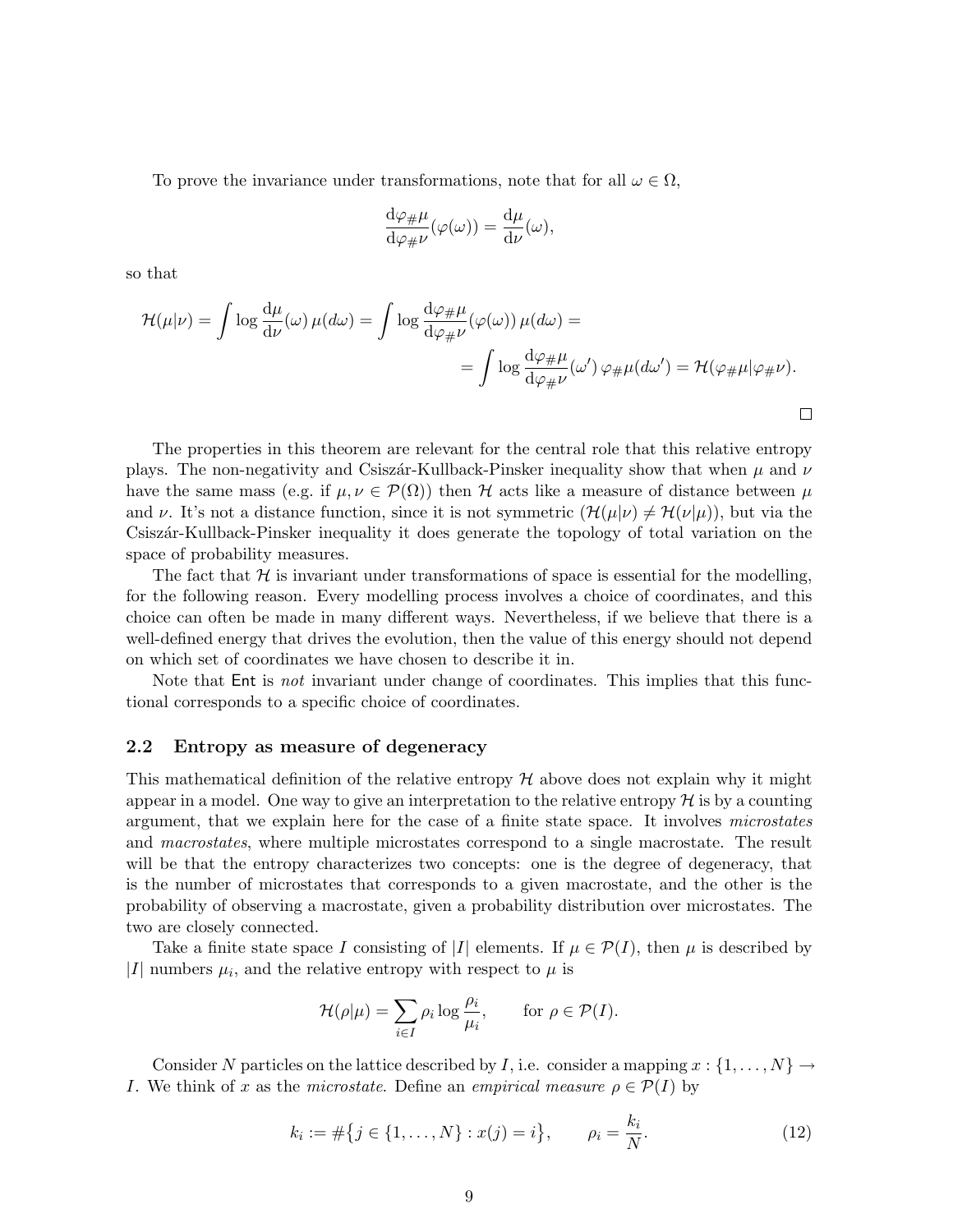To prove the invariance under transformations, note that for all $\omega \in \Omega$,

$$\frac{\mathrm{d}\varphi_{\#}\mu}{\mathrm{d}\varphi_{\#}\nu}(\varphi(\omega)) = \frac{\mathrm{d}\mu}{\mathrm{d}\nu}(\omega),$$

so that

$$\begin{aligned}\mathcal{H}(\mu|\nu) = \int \log \frac{\mathrm{d}\mu}{\mathrm{d}\nu}(\omega)\,\mu(d\omega) = \int \log \frac{\mathrm{d}\varphi_{\#}\mu}{\mathrm{d}\varphi_{\#}\nu}(\varphi(\omega))\,\mu(d\omega) = \\ = \int \log \frac{\mathrm{d}\varphi_{\#}\mu}{\mathrm{d}\varphi_{\#}\nu}(\omega')\,\varphi_{\#}\mu(d\omega') = \mathcal{H}(\varphi_{\#}\mu|\varphi_{\#}\nu).\end{aligned}$$

□

The properties in this theorem are relevant for the central role that this relative entropy plays. The non-negativity and Csiszár-Kullback-Pinsker inequality show that when $\mu$ and $\nu$ have the same mass (e.g. if $\mu, \nu \in \mathcal{P}(\Omega)$) then $\mathcal{H}$ acts like a measure of distance between $\mu$ and $\nu$. It's not a distance function, since it is not symmetric ($\mathcal{H}(\mu|\nu) \neq \mathcal{H}(\nu|\mu)$), but via the Csiszár-Kullback-Pinsker inequality it does generate the topology of total variation on the space of probability measures.

The fact that $\mathcal{H}$ is invariant under transformations of space is essential for the modelling, for the following reason. Every modelling process involves a choice of coordinates, and this choice can often be made in many different ways. Nevertheless, if we believe that there is a well-defined energy that drives the evolution, then the value of this energy should not depend on which set of coordinates we have chosen to describe it in.

Note that $\mathsf{Ent}$ is *not* invariant under change of coordinates. This implies that this functional corresponds to a specific choice of coordinates.

## 2.2 Entropy as measure of degeneracy

This mathematical definition of the relative entropy $\mathcal{H}$ above does not explain why it might appear in a model. One way to give an interpretation to the relative entropy $\mathcal{H}$ is by a counting argument, that we explain here for the case of a finite state space. It involves *microstates* and *macrostates*, where multiple microstates correspond to a single macrostate. The result will be that the entropy characterizes two concepts: one is the degree of degeneracy, that is the number of microstates that corresponds to a given macrostate, and the other is the probability of observing a macrostate, given a probability distribution over microstates. The two are closely connected.

Take a finite state space $I$ consisting of $|I|$ elements. If $\mu \in \mathcal{P}(I)$, then $\mu$ is described by $|I|$ numbers $\mu_i$, and the relative entropy with respect to $\mu$ is

$$\mathcal{H}(\rho|\mu) = \sum_{i \in I} \rho_i \log \frac{\rho_i}{\mu_i}, \qquad \text{for } \rho \in \mathcal{P}(I).$$

Consider $N$ particles on the lattice described by $I$, i.e. consider a mapping $x : \{1, \dots, N\} \to I$. We think of $x$ as the *microstate*. Define an *empirical measure* $\rho \in \mathcal{P}(I)$ by

$$k_i := \#\{j \in \{1, \dots, N\} : x(j) = i\}, \qquad \rho_i = \frac{k_i}{N}. \tag{12}$$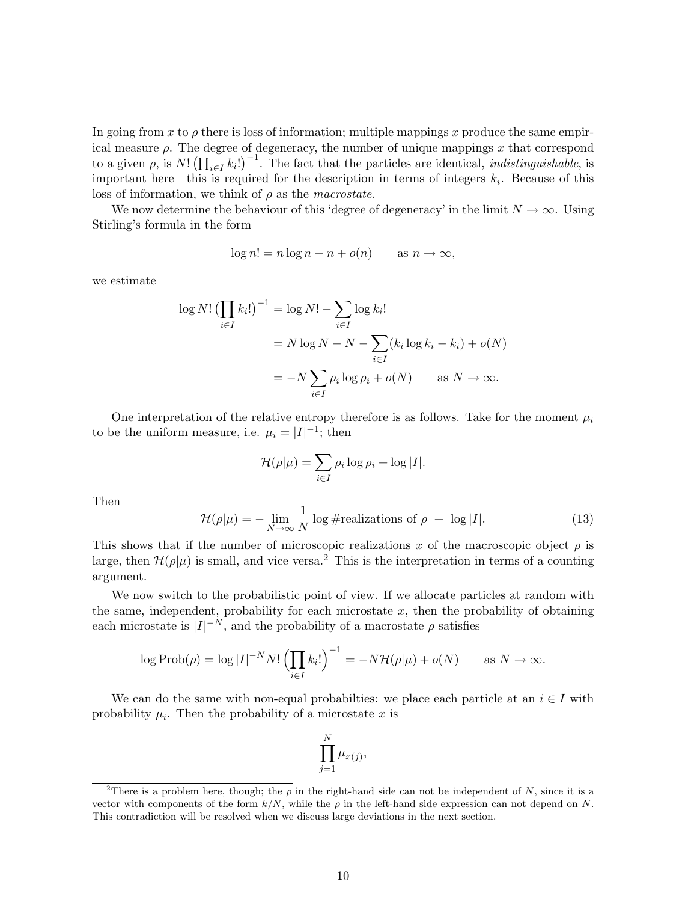In going from $x$ to $\rho$ there is loss of information; multiple mappings $x$ produce the same empirical measure $\rho$. The degree of degeneracy, the number of unique mappings $x$ that correspond to a given $\rho$, is $N!\left(\prod_{i\in I} k_i!\right)^{-1}$. The fact that the particles are identical, *indistinguishable*, is important here—this is required for the description in terms of integers $k_i$. Because of this loss of information, we think of $\rho$ as the *macrostate*.

We now determine the behaviour of this 'degree of degeneracy' in the limit $N \to \infty$. Using Stirling's formula in the form

$$\log n! = n \log n - n + o(n) \qquad \text{as } n \to \infty,$$

we estimate

$$\begin{aligned}
\log N!\left(\prod_{i\in I} k_i!\right)^{-1} &= \log N! - \sum_{i\in I} \log k_i! \\
&= N \log N - N - \sum_{i\in I}(k_i \log k_i - k_i) + o(N) \\
&= -N \sum_{i\in I} \rho_i \log \rho_i + o(N) \qquad \text{as } N \to \infty.
\end{aligned}$$

One interpretation of the relative entropy therefore is as follows. Take for the moment $\mu_i$ to be the uniform measure, i.e. $\mu_i = |I|^{-1}$; then

$$\mathcal{H}(\rho|\mu) = \sum_{i\in I} \rho_i \log \rho_i + \log |I|.$$

Then

$$\mathcal{H}(\rho|\mu) = -\lim_{N\to\infty} \frac{1}{N} \log \#\text{realizations of } \rho \;+\; \log |I|. \tag{13}$$

This shows that if the number of microscopic realizations $x$ of the macroscopic object $\rho$ is large, then $\mathcal{H}(\rho|\mu)$ is small, and vice versa.[2] This is the interpretation in terms of a counting argument.

We now switch to the probabilistic point of view. If we allocate particles at random with the same, independent, probability for each microstate $x$, then the probability of obtaining each microstate is $|I|^{-N}$, and the probability of a macrostate $\rho$ satisfies

$$\log \text{Prob}(\rho) = \log |I|^{-N} N!\left(\prod_{i\in I} k_i!\right)^{-1} = -N\mathcal{H}(\rho|\mu) + o(N) \qquad \text{as } N \to \infty.$$

We can do the same with non-equal probabilties: we place each particle at an $i \in I$ with probability $\mu_i$. Then the probability of a microstate $x$ is

$$\prod_{j=1}^{N} \mu_{x(j)},$$

[2] There is a problem here, though; the $\rho$ in the right-hand side can not be independent of $N$, since it is a vector with components of the form $k/N$, while the $\rho$ in the left-hand side expression can not depend on $N$. This contradiction will be resolved when we discuss large deviations in the next section.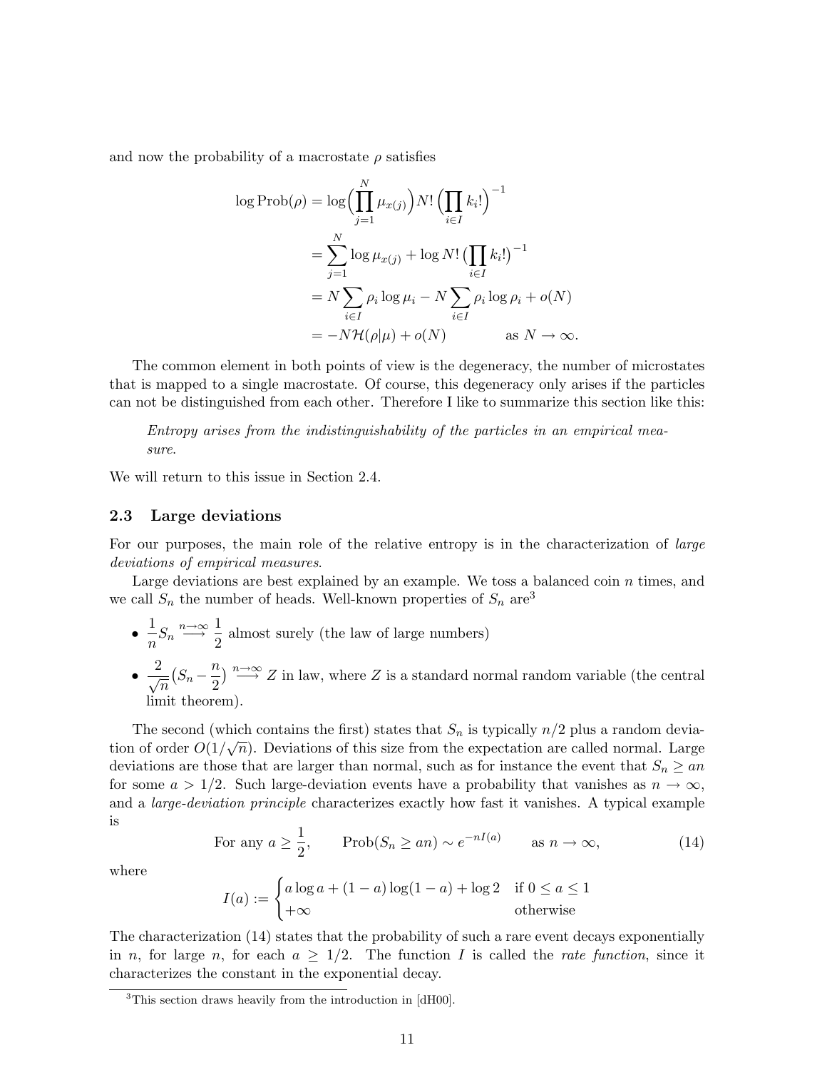and now the probability of a macrostate $\rho$ satisfies

$$
\begin{aligned}
\log \mathrm{Prob}(\rho) &= \log\Big(\prod_{j=1}^{N} \mu_{x(j)}\Big) N! \Big(\prod_{i\in I} k_i!\Big)^{-1} \\
&= \sum_{j=1}^{N} \log \mu_{x(j)} + \log N! \big(\prod_{i\in I} k_i!\big)^{-1} \\
&= N \sum_{i\in I} \rho_i \log \mu_i - N \sum_{i\in I} \rho_i \log \rho_i + o(N) \\
&= -N\mathcal{H}(\rho|\mu) + o(N) \qquad\qquad \text{as } N \to \infty.
\end{aligned}
$$

The common element in both points of view is the degeneracy, the number of microstates that is mapped to a single macrostate. Of course, this degeneracy only arises if the particles can not be distinguished from each other. Therefore I like to summarize this section like this:

> *Entropy arises from the indistinguishability of the particles in an empirical measure.*

We will return to this issue in Section 2.4.

### 2.3 Large deviations

For our purposes, the main role of the relative entropy is in the characterization of *large deviations of empirical measures*.

Large deviations are best explained by an example. We toss a balanced coin $n$ times, and we call $S_n$ the number of heads. Well-known properties of $S_n$ are[3]

- $\dfrac{1}{n} S_n \overset{n\to\infty}{\longrightarrow} \dfrac{1}{2}$ almost surely (the law of large numbers)
- $\dfrac{2}{\sqrt{n}}\big(S_n - \dfrac{n}{2}\big) \overset{n\to\infty}{\longrightarrow} Z$ in law, where $Z$ is a standard normal random variable (the central limit theorem).

The second (which contains the first) states that $S_n$ is typically $n/2$ plus a random deviation of order $O(1/\sqrt{n})$. Deviations of this size from the expectation are called normal. Large deviations are those that are larger than normal, such as for instance the event that $S_n \geq an$ for some $a > 1/2$. Such large-deviation events have a probability that vanishes as $n \to \infty$, and a *large-deviation principle* characterizes exactly how fast it vanishes. A typical example is

$$
\text{For any } a \geq \frac{1}{2}, \qquad \mathrm{Prob}(S_n \geq an) \sim e^{-nI(a)} \qquad \text{as } n \to \infty, \tag{14}
$$

where

$$
I(a) := \begin{cases} a \log a + (1-a)\log(1-a) + \log 2 & \text{if } 0 \leq a \leq 1 \\ +\infty & \text{otherwise} \end{cases}
$$

The characterization (14) states that the probability of such a rare event decays exponentially in $n$, for large $n$, for each $a \geq 1/2$. The function $I$ is called the *rate function*, since it characterizes the constant in the exponential decay.

[3] This section draws heavily from the introduction in [dH00].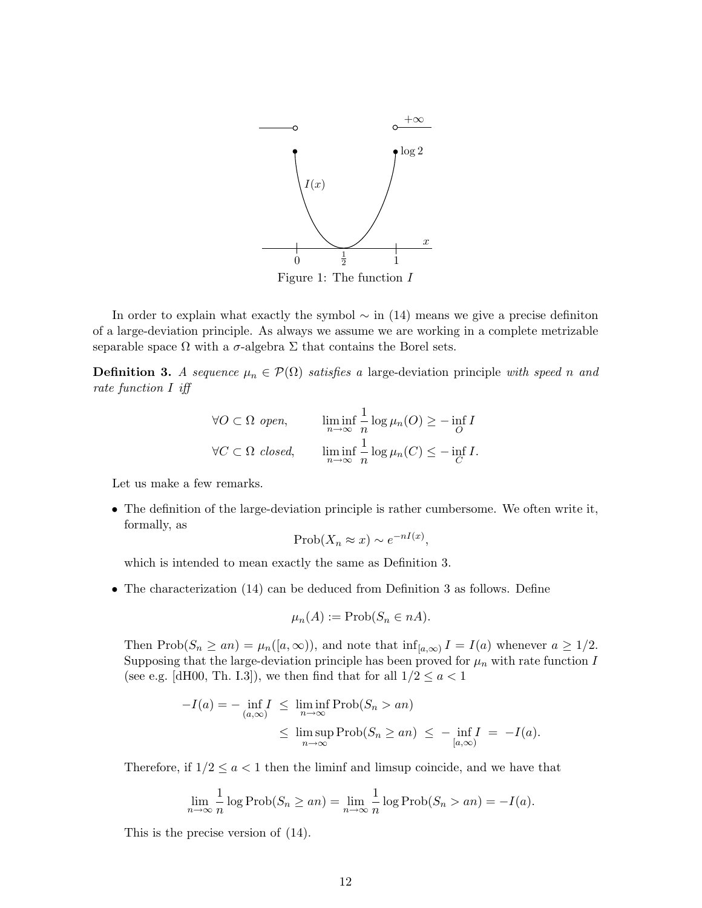Figure 1: The function $I$

In order to explain what exactly the symbol $\sim$ in (14) means we give a precise definiton of a large-deviation principle. As always we assume we are working in a complete metrizable separable space $\Omega$ with a $\sigma$-algebra $\Sigma$ that contains the Borel sets.

**Definition 3.** *A sequence $\mu_n \in \mathcal{P}(\Omega)$ satisfies a* large-deviation principle *with speed $n$ and rate function $I$ iff*

$$\forall O \subset \Omega \text{ open}, \qquad \liminf_{n\to\infty} \frac{1}{n} \log \mu_n(O) \geq -\inf_O I$$

$$\forall C \subset \Omega \text{ closed}, \qquad \liminf_{n\to\infty} \frac{1}{n} \log \mu_n(C) \leq -\inf_C I.$$

Let us make a few remarks.

- The definition of the large-deviation principle is rather cumbersome. We often write it, formally, as

  $$\text{Prob}(X_n \approx x) \sim e^{-nI(x)},$$

  which is intended to mean exactly the same as Definition 3.

- The characterization (14) can be deduced from Definition 3 as follows. Define

  $$\mu_n(A) := \text{Prob}(S_n \in nA).$$

  Then $\text{Prob}(S_n \geq an) = \mu_n([a, \infty))$, and note that $\inf_{[a,\infty)} I = I(a)$ whenever $a \geq 1/2$. Supposing that the large-deviation principle has been proved for $\mu_n$ with rate function $I$ (see e.g. [dH00, Th. I.3]), we then find that for all $1/2 \leq a < 1$

  $$\begin{aligned} -I(a) = -\inf_{(a,\infty)} I \;&\leq\; \liminf_{n\to\infty} \text{Prob}(S_n > an) \\ &\leq\; \limsup_{n\to\infty} \text{Prob}(S_n \geq an) \;\leq\; -\inf_{[a,\infty)} I \;=\; -I(a). \end{aligned}$$

  Therefore, if $1/2 \leq a < 1$ then the liminf and limsup coincide, and we have that

  $$\lim_{n\to\infty} \frac{1}{n} \log \text{Prob}(S_n \geq an) = \lim_{n\to\infty} \frac{1}{n} \log \text{Prob}(S_n > an) = -I(a).$$

  This is the precise version of (14).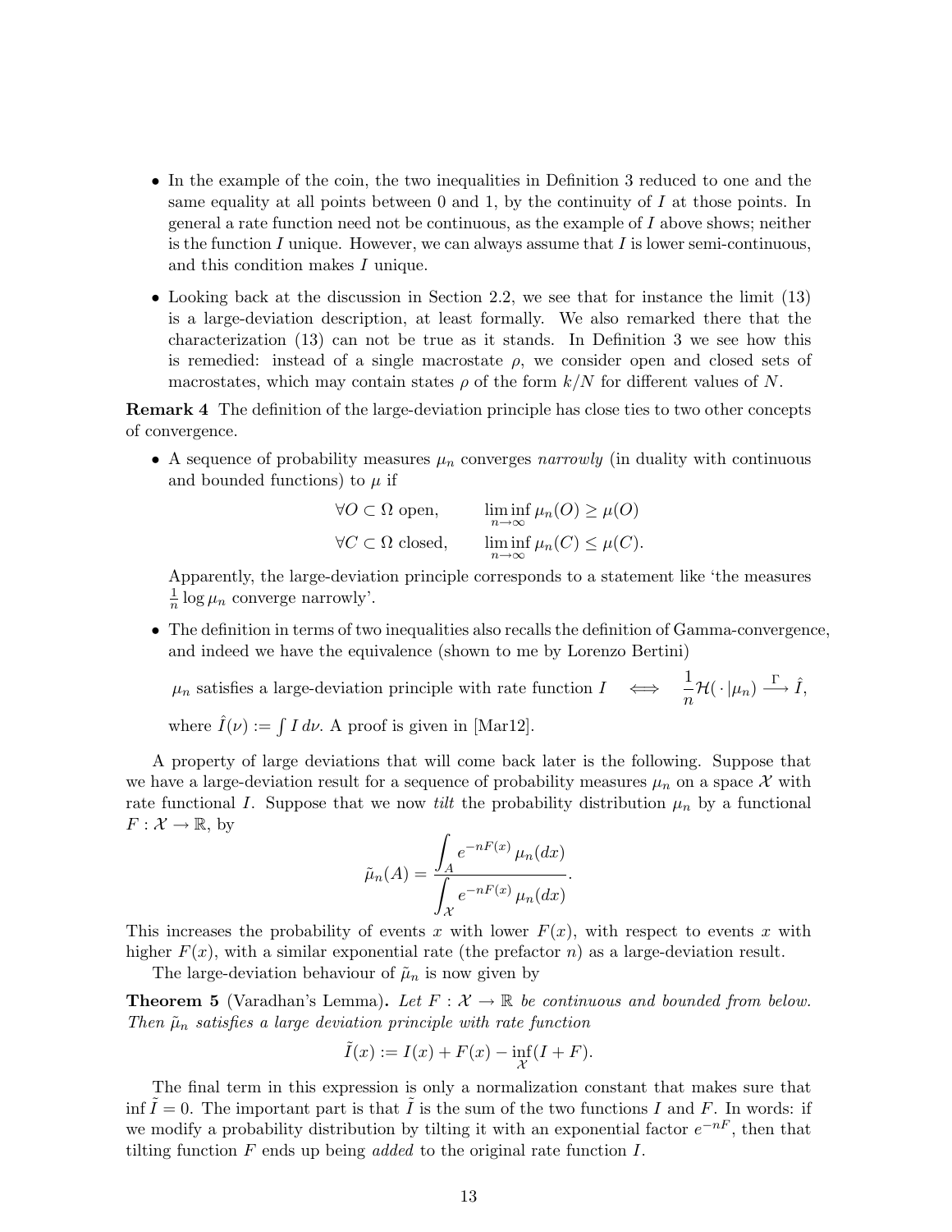- In the example of the coin, the two inequalities in Definition 3 reduced to one and the same equality at all points between 0 and 1, by the continuity of $I$ at those points. In general a rate function need not be continuous, as the example of $I$ above shows; neither is the function $I$ unique. However, we can always assume that $I$ is lower semi-continuous, and this condition makes $I$ unique.
- Looking back at the discussion in Section 2.2, we see that for instance the limit (13) is a large-deviation description, at least formally. We also remarked there that the characterization (13) can not be true as it stands. In Definition 3 we see how this is remedied: instead of a single macrostate $\rho$, we consider open and closed sets of macrostates, which may contain states $\rho$ of the form $k/N$ for different values of $N$.

**Remark 4** The definition of the large-deviation principle has close ties to two other concepts of convergence.

- A sequence of probability measures $\mu_n$ converges *narrowly* (in duality with continuous and bounded functions) to $\mu$ if

$$\forall O \subset \Omega \text{ open}, \qquad \liminf_{n\to\infty} \mu_n(O) \geq \mu(O)$$
$$\forall C \subset \Omega \text{ closed}, \qquad \liminf_{n\to\infty} \mu_n(C) \leq \mu(C).$$

  Apparently, the large-deviation principle corresponds to a statement like 'the measures $\frac{1}{n}\log \mu_n$ converge narrowly'.

- The definition in terms of two inequalities also recalls the definition of Gamma-convergence, and indeed we have the equivalence (shown to me by Lorenzo Bertini)

$$\mu_n \text{ satisfies a large-deviation principle with rate function } I \quad \Longleftrightarrow \quad \frac{1}{n}\mathcal{H}(\,\cdot\,|\mu_n) \stackrel{\Gamma}{\longrightarrow} \hat{I},$$

  where $\hat{I}(\nu) := \int I\, d\nu$. A proof is given in [Mar12].

A property of large deviations that will come back later is the following. Suppose that we have a large-deviation result for a sequence of probability measures $\mu_n$ on a space $\mathcal{X}$ with rate functional $I$. Suppose that we now *tilt* the probability distribution $\mu_n$ by a functional $F : \mathcal{X} \to \mathbb{R}$, by

$$\tilde{\mu}_n(A) = \frac{\displaystyle\int_A e^{-nF(x)}\, \mu_n(dx)}{\displaystyle\int_{\mathcal{X}} e^{-nF(x)}\, \mu_n(dx)}.$$

This increases the probability of events $x$ with lower $F(x)$, with respect to events $x$ with higher $F(x)$, with a similar exponential rate (the prefactor $n$) as a large-deviation result.

The large-deviation behaviour of $\tilde{\mu}_n$ is now given by

**Theorem 5** (Varadhan's Lemma)**.** *Let $F : \mathcal{X} \to \mathbb{R}$ be continuous and bounded from below. Then $\tilde{\mu}_n$ satisfies a large deviation principle with rate function*

$$\tilde{I}(x) := I(x) + F(x) - \inf_{\mathcal{X}}(I + F).$$

The final term in this expression is only a normalization constant that makes sure that $\inf \tilde{I} = 0$. The important part is that $\tilde{I}$ is the sum of the two functions $I$ and $F$. In words: if we modify a probability distribution by tilting it with an exponential factor $e^{-nF}$, then that tilting function $F$ ends up being *added* to the original rate function $I$.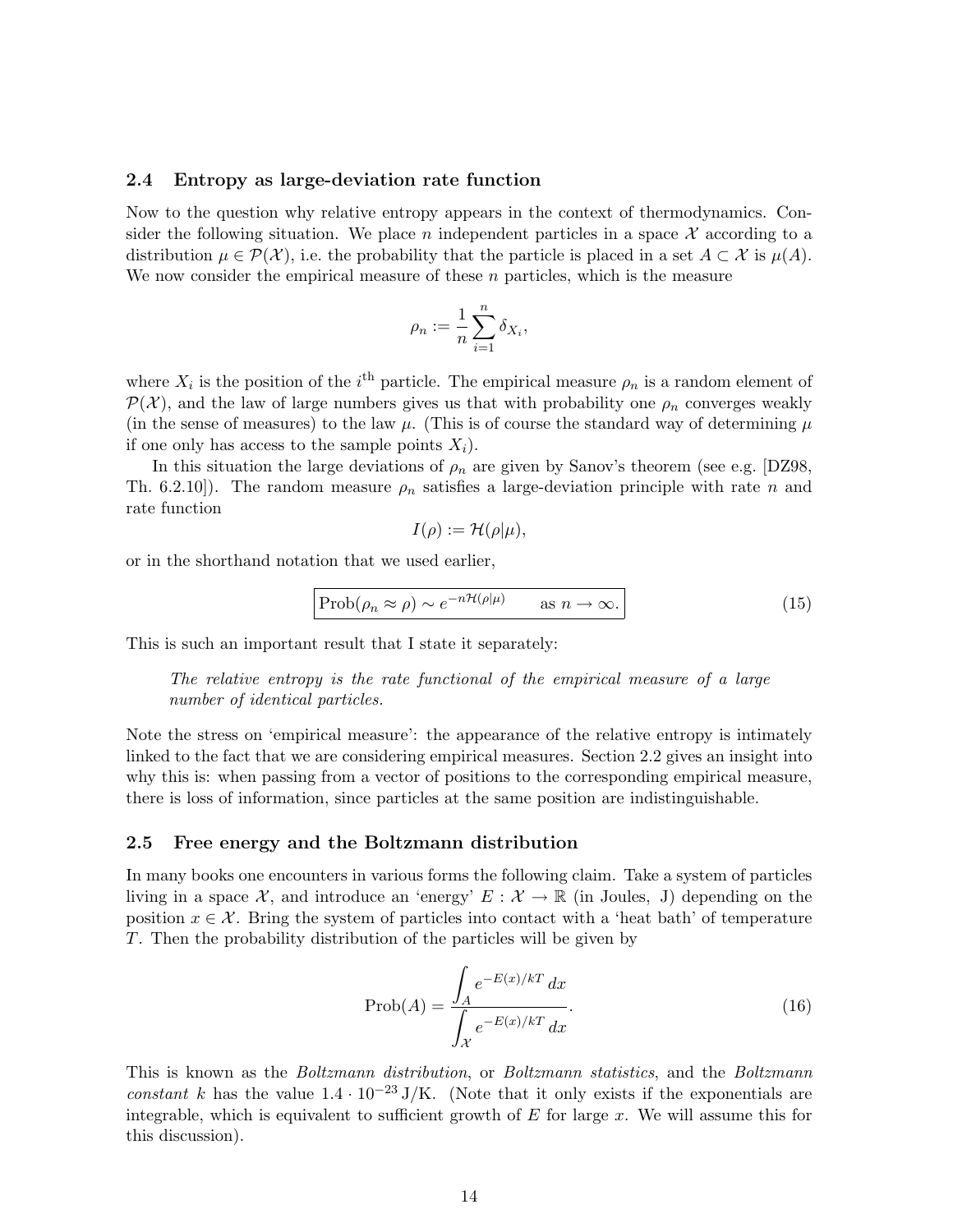### 2.4 Entropy as large-deviation rate function

Now to the question why relative entropy appears in the context of thermodynamics. Consider the following situation. We place $n$ independent particles in a space $\mathcal{X}$ according to a distribution $\mu \in \mathcal{P}(\mathcal{X})$, i.e. the probability that the particle is placed in a set $A \subset \mathcal{X}$ is $\mu(A)$. We now consider the empirical measure of these $n$ particles, which is the measure

$$\rho_n := \frac{1}{n} \sum_{i=1}^{n} \delta_{X_i},$$

where $X_i$ is the position of the $i^{\text{th}}$ particle. The empirical measure $\rho_n$ is a random element of $\mathcal{P}(\mathcal{X})$, and the law of large numbers gives us that with probability one $\rho_n$ converges weakly (in the sense of measures) to the law $\mu$. (This is of course the standard way of determining $\mu$ if one only has access to the sample points $X_i$).

In this situation the large deviations of $\rho_n$ are given by Sanov's theorem (see e.g. [DZ98, Th. 6.2.10]). The random measure $\rho_n$ satisfies a large-deviation principle with rate $n$ and rate function

$$I(\rho) := \mathcal{H}(\rho|\mu),$$

or in the shorthand notation that we used earlier,

$$\boxed{\text{Prob}(\rho_n \approx \rho) \sim e^{-n\mathcal{H}(\rho|\mu)} \qquad \text{as } n \to \infty.} \tag{15}$$

This is such an important result that I state it separately:

> *The relative entropy is the rate functional of the empirical measure of a large number of identical particles.*

Note the stress on 'empirical measure': the appearance of the relative entropy is intimately linked to the fact that we are considering empirical measures. Section 2.2 gives an insight into why this is: when passing from a vector of positions to the corresponding empirical measure, there is loss of information, since particles at the same position are indistinguishable.

### 2.5 Free energy and the Boltzmann distribution

In many books one encounters in various forms the following claim. Take a system of particles living in a space $\mathcal{X}$, and introduce an 'energy' $E : \mathcal{X} \to \mathbb{R}$ (in Joules, J) depending on the position $x \in \mathcal{X}$. Bring the system of particles into contact with a 'heat bath' of temperature $T$. Then the probability distribution of the particles will be given by

$$\text{Prob}(A) = \frac{\displaystyle\int_A e^{-E(x)/kT}\, dx}{\displaystyle\int_{\mathcal{X}} e^{-E(x)/kT}\, dx}. \tag{16}$$

This is known as the *Boltzmann distribution*, or *Boltzmann statistics*, and the *Boltzmann constant* $k$ has the value $1.4 \cdot 10^{-23}\,\text{J/K}$. (Note that it only exists if the exponentials are integrable, which is equivalent to sufficient growth of $E$ for large $x$. We will assume this for this discussion).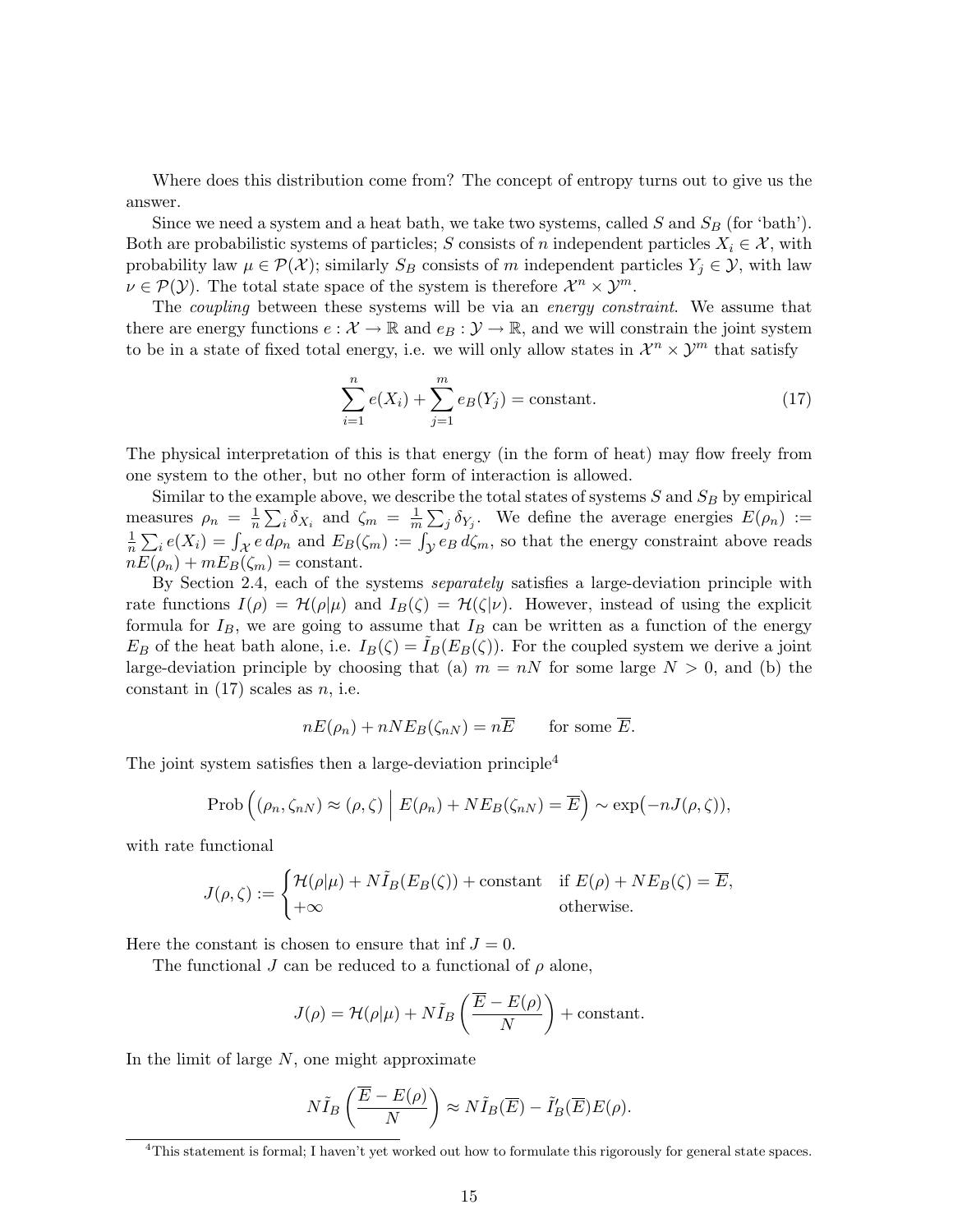Where does this distribution come from? The concept of entropy turns out to give us the answer.

Since we need a system and a heat bath, we take two systems, called $S$ and $S_B$ (for 'bath'). Both are probabilistic systems of particles; $S$ consists of $n$ independent particles $X_i \in \mathcal{X}$, with probability law $\mu \in \mathcal{P}(\mathcal{X})$; similarly $S_B$ consists of $m$ independent particles $Y_j \in \mathcal{Y}$, with law $\nu \in \mathcal{P}(\mathcal{Y})$. The total state space of the system is therefore $\mathcal{X}^n \times \mathcal{Y}^m$.

The *coupling* between these systems will be via an *energy constraint*. We assume that there are energy functions $e : \mathcal{X} \to \mathbb{R}$ and $e_B : \mathcal{Y} \to \mathbb{R}$, and we will constrain the joint system to be in a state of fixed total energy, i.e. we will only allow states in $\mathcal{X}^n \times \mathcal{Y}^m$ that satisfy

$$\sum_{i=1}^{n} e(X_i) + \sum_{j=1}^{m} e_B(Y_j) = \text{constant}. \tag{17}$$

The physical interpretation of this is that energy (in the form of heat) may flow freely from one system to the other, but no other form of interaction is allowed.

Similar to the example above, we describe the total states of systems $S$ and $S_B$ by empirical measures $\rho_n = \frac{1}{n}\sum_i \delta_{X_i}$ and $\zeta_m = \frac{1}{m}\sum_j \delta_{Y_j}$. We define the average energies $E(\rho_n) := \frac{1}{n}\sum_i e(X_i) = \int_{\mathcal{X}} e\, d\rho_n$ and $E_B(\zeta_m) := \int_{\mathcal{Y}} e_B\, d\zeta_m$, so that the energy constraint above reads $nE(\rho_n) + mE_B(\zeta_m) = \text{constant}$.

By Section 2.4, each of the systems *separately* satisfies a large-deviation principle with rate functions $I(\rho) = \mathcal{H}(\rho|\mu)$ and $I_B(\zeta) = \mathcal{H}(\zeta|\nu)$. However, instead of using the explicit formula for $I_B$, we are going to assume that $I_B$ can be written as a function of the energy $E_B$ of the heat bath alone, i.e. $I_B(\zeta) = \tilde{I}_B(E_B(\zeta))$. For the coupled system we derive a joint large-deviation principle by choosing that (a) $m = nN$ for some large $N > 0$, and (b) the constant in (17) scales as $n$, i.e.

$$nE(\rho_n) + nNE_B(\zeta_{nN}) = n\overline{E} \qquad \text{for some } \overline{E}.$$

The joint system satisfies then a large-deviation principle[4]

$$\text{Prob}\Big((\rho_n, \zeta_{nN}) \approx (\rho, \zeta) \;\Big|\; E(\rho_n) + NE_B(\zeta_{nN}) = \overline{E}\Big) \sim \exp\big(-nJ(\rho, \zeta)\big),$$

with rate functional

$$J(\rho, \zeta) := \begin{cases} \mathcal{H}(\rho|\mu) + N\tilde{I}_B(E_B(\zeta)) + \text{constant} & \text{if } E(\rho) + NE_B(\zeta) = \overline{E}, \\ +\infty & \text{otherwise.} \end{cases}$$

Here the constant is chosen to ensure that $\inf J = 0$.

The functional $J$ can be reduced to a functional of $\rho$ alone,

$$J(\rho) = \mathcal{H}(\rho|\mu) + N\tilde{I}_B\left(\frac{\overline{E} - E(\rho)}{N}\right) + \text{constant}.$$

In the limit of large $N$, one might approximate

$$N\tilde{I}_B\left(\frac{\overline{E} - E(\rho)}{N}\right) \approx N\tilde{I}_B(\overline{E}) - \tilde{I}_B'(\overline{E})E(\rho).$$

[4] This statement is formal; I haven't yet worked out how to formulate this rigorously for general state spaces.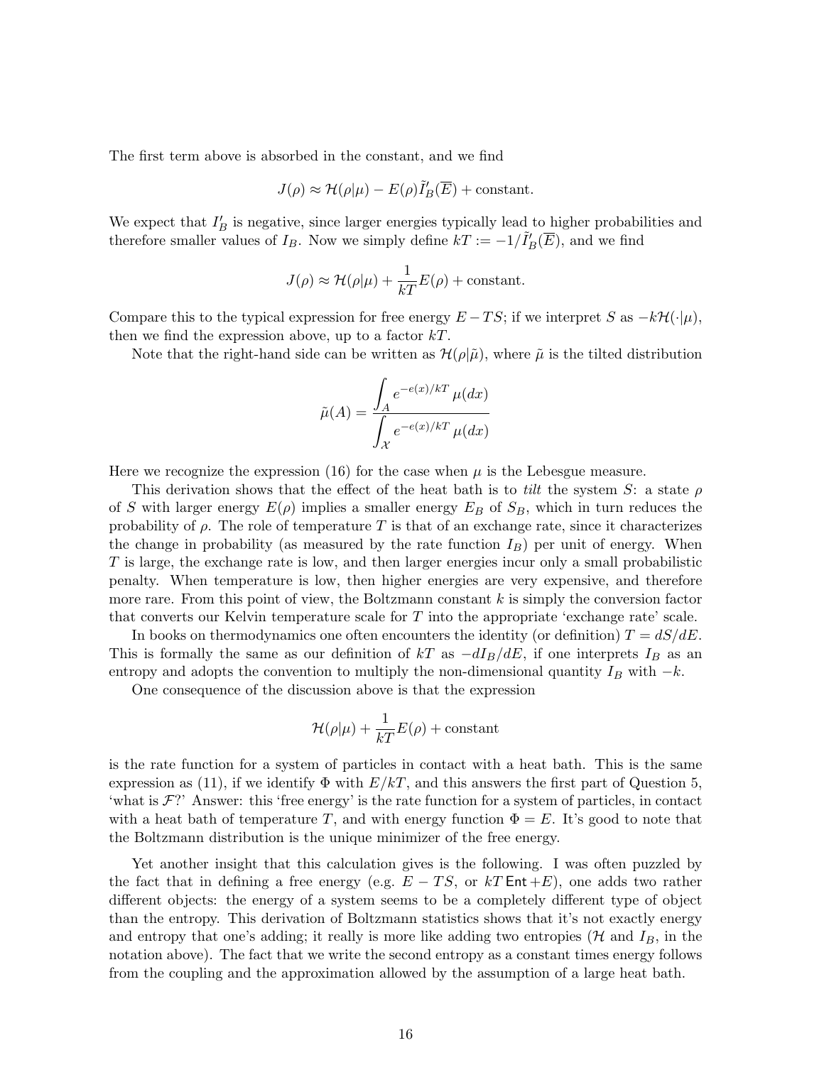The first term above is absorbed in the constant, and we find

$$J(\rho) \approx \mathcal{H}(\rho|\mu) - E(\rho)\tilde{I}_B'(\overline{E}) + \text{constant}.$$

We expect that $I_B'$ is negative, since larger energies typically lead to higher probabilities and therefore smaller values of $I_B$. Now we simply define $kT := -1/\tilde{I}_B'(\overline{E})$, and we find

$$J(\rho) \approx \mathcal{H}(\rho|\mu) + \frac{1}{kT}E(\rho) + \text{constant}.$$

Compare this to the typical expression for free energy $E - TS$; if we interpret $S$ as $-k\mathcal{H}(\cdot|\mu)$, then we find the expression above, up to a factor $kT$.

Note that the right-hand side can be written as $\mathcal{H}(\rho|\tilde{\mu})$, where $\tilde{\mu}$ is the tilted distribution

$$\tilde{\mu}(A) = \frac{\displaystyle\int_A e^{-e(x)/kT}\,\mu(dx)}{\displaystyle\int_{\mathcal{X}} e^{-e(x)/kT}\,\mu(dx)}$$

Here we recognize the expression (16) for the case when $\mu$ is the Lebesgue measure.

This derivation shows that the effect of the heat bath is to *tilt* the system $S$: a state $\rho$ of $S$ with larger energy $E(\rho)$ implies a smaller energy $E_B$ of $S_B$, which in turn reduces the probability of $\rho$. The role of temperature $T$ is that of an exchange rate, since it characterizes the change in probability (as measured by the rate function $I_B$) per unit of energy. When $T$ is large, the exchange rate is low, and then larger energies incur only a small probabilistic penalty. When temperature is low, then higher energies are very expensive, and therefore more rare. From this point of view, the Boltzmann constant $k$ is simply the conversion factor that converts our Kelvin temperature scale for $T$ into the appropriate 'exchange rate' scale.

In books on thermodynamics one often encounters the identity (or definition) $T = dS/dE$. This is formally the same as our definition of $kT$ as $-dI_B/dE$, if one interprets $I_B$ as an entropy and adopts the convention to multiply the non-dimensional quantity $I_B$ with $-k$.

One consequence of the discussion above is that the expression

$$\mathcal{H}(\rho|\mu) + \frac{1}{kT}E(\rho) + \text{constant}$$

is the rate function for a system of particles in contact with a heat bath. This is the same expression as (11), if we identify $\Phi$ with $E/kT$, and this answers the first part of Question 5, 'what is $\mathcal{F}$?' Answer: this 'free energy' is the rate function for a system of particles, in contact with a heat bath of temperature $T$, and with energy function $\Phi = E$. It's good to note that the Boltzmann distribution is the unique minimizer of the free energy.

Yet another insight that this calculation gives is the following. I was often puzzled by the fact that in defining a free energy (e.g. $E - TS$, or $kT\,\mathsf{Ent} + E$), one adds two rather different objects: the energy of a system seems to be a completely different type of object than the entropy. This derivation of Boltzmann statistics shows that it's not exactly energy and entropy that one's adding; it really is more like adding two entropies ($\mathcal{H}$ and $I_B$, in the notation above). The fact that we write the second entropy as a constant times energy follows from the coupling and the approximation allowed by the assumption of a large heat bath.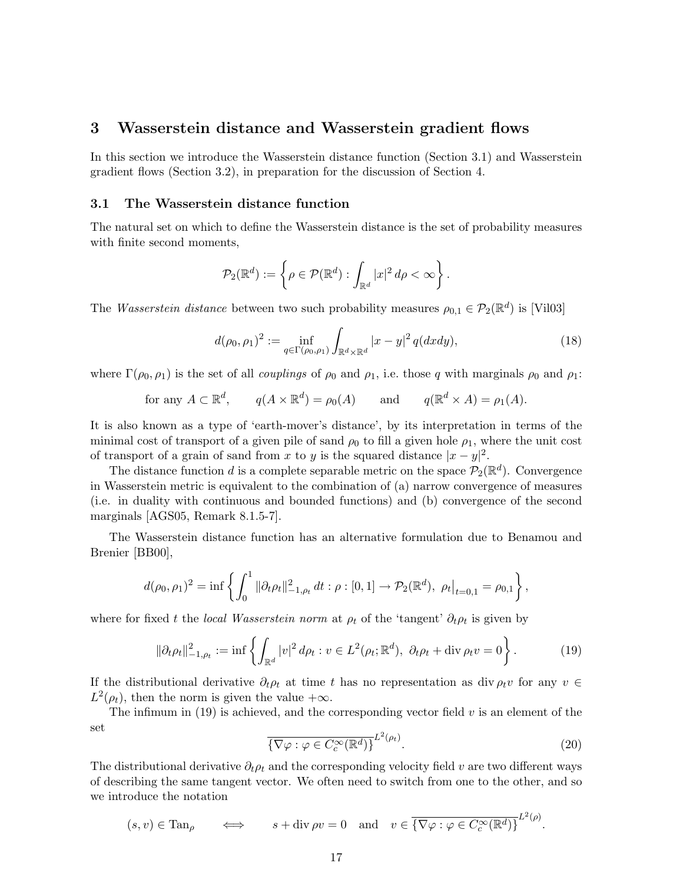## 3 Wasserstein distance and Wasserstein gradient flows

In this section we introduce the Wasserstein distance function (Section 3.1) and Wasserstein gradient flows (Section 3.2), in preparation for the discussion of Section 4.

### 3.1 The Wasserstein distance function

The natural set on which to define the Wasserstein distance is the set of probability measures with finite second moments,

$$\mathcal{P}_2(\mathbb{R}^d) := \left\{ \rho \in \mathcal{P}(\mathbb{R}^d) : \int_{\mathbb{R}^d} |x|^2 \, d\rho < \infty \right\}.$$

The *Wasserstein distance* between two such probability measures $\rho_{0,1} \in \mathcal{P}_2(\mathbb{R}^d)$ is [Vil03]

$$d(\rho_0, \rho_1)^2 := \inf_{q \in \Gamma(\rho_0,\rho_1)} \int_{\mathbb{R}^d \times \mathbb{R}^d} |x-y|^2 \, q(dxdy), \tag{18}$$

where $\Gamma(\rho_0, \rho_1)$ is the set of all *couplings* of $\rho_0$ and $\rho_1$, i.e. those $q$ with marginals $\rho_0$ and $\rho_1$:

$$\text{for any } A \subset \mathbb{R}^d, \qquad q(A \times \mathbb{R}^d) = \rho_0(A) \qquad \text{and} \qquad q(\mathbb{R}^d \times A) = \rho_1(A).$$

It is also known as a type of 'earth-mover's distance', by its interpretation in terms of the minimal cost of transport of a given pile of sand $\rho_0$ to fill a given hole $\rho_1$, where the unit cost of transport of a grain of sand from $x$ to $y$ is the squared distance $|x-y|^2$.

The distance function $d$ is a complete separable metric on the space $\mathcal{P}_2(\mathbb{R}^d)$. Convergence in Wasserstein metric is equivalent to the combination of (a) narrow convergence of measures (i.e. in duality with continuous and bounded functions) and (b) convergence of the second marginals [AGS05, Remark 8.1.5-7].

The Wasserstein distance function has an alternative formulation due to Benamou and Brenier [BB00],

$$d(\rho_0, \rho_1)^2 = \inf \left\{ \int_0^1 \|\partial_t \rho_t\|^2_{-1,\rho_t} \, dt : \rho : [0,1] \to \mathcal{P}_2(\mathbb{R}^d), \ \rho_t\big|_{t=0,1} = \rho_{0,1} \right\},$$

where for fixed $t$ the *local Wasserstein norm* at $\rho_t$ of the 'tangent' $\partial_t \rho_t$ is given by

$$\|\partial_t \rho_t\|^2_{-1,\rho_t} := \inf \left\{ \int_{\mathbb{R}^d} |v|^2 \, d\rho_t : v \in L^2(\rho_t; \mathbb{R}^d), \ \partial_t \rho_t + \operatorname{div} \rho_t v = 0 \right\}. \tag{19}$$

If the distributional derivative $\partial_t \rho_t$ at time $t$ has no representation as $\operatorname{div} \rho_t v$ for any $v \in L^2(\rho_t)$, then the norm is given the value $+\infty$.

The infimum in (19) is achieved, and the corresponding vector field $v$ is an element of the set

$$\overline{\{\nabla \varphi : \varphi \in C_c^\infty(\mathbb{R}^d)\}}^{L^2(\rho_t)}. \tag{20}$$

The distributional derivative $\partial_t \rho_t$ and the corresponding velocity field $v$ are two different ways of describing the same tangent vector. We often need to switch from one to the other, and so we introduce the notation

$$(s, v) \in \mathrm{Tan}_\rho \qquad \Longleftrightarrow \qquad s + \operatorname{div} \rho v = 0 \quad \text{and} \quad v \in \overline{\{\nabla \varphi : \varphi \in C_c^\infty(\mathbb{R}^d)\}}^{L^2(\rho)}.$$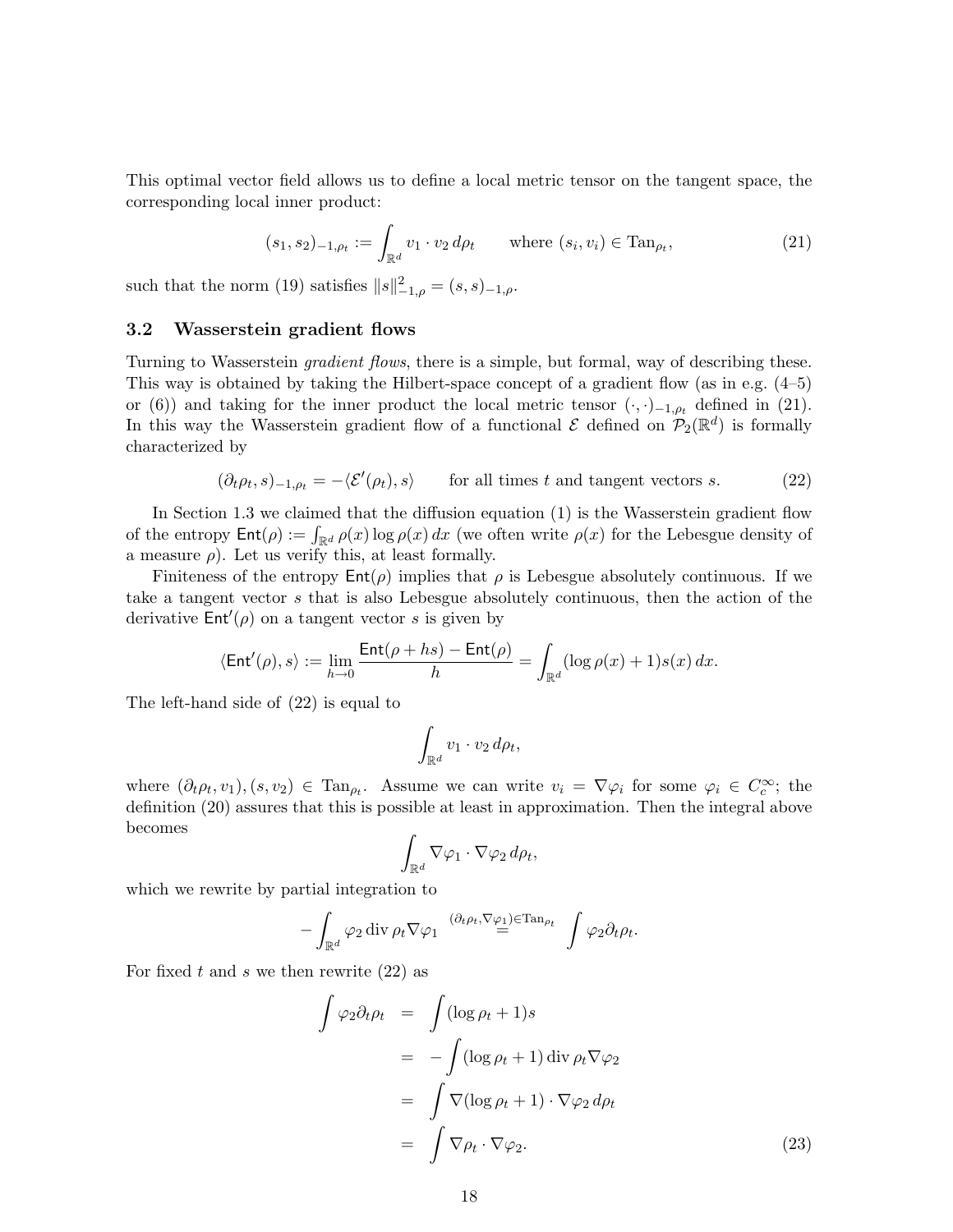This optimal vector field allows us to define a local metric tensor on the tangent space, the corresponding local inner product:

$$(s_1, s_2)_{-1,\rho_t} := \int_{\mathbb{R}^d} v_1 \cdot v_2 \, d\rho_t \qquad \text{where } (s_i, v_i) \in \mathrm{Tan}_{\rho_t}, \tag{21}$$

such that the norm (19) satisfies $\|s\|^2_{-1,\rho} = (s, s)_{-1,\rho}$.

### 3.2 Wasserstein gradient flows

Turning to Wasserstein *gradient flows*, there is a simple, but formal, way of describing these. This way is obtained by taking the Hilbert-space concept of a gradient flow (as in e.g. (4–5) or (6)) and taking for the inner product the local metric tensor $(\cdot,\cdot)_{-1,\rho_t}$ defined in (21). In this way the Wasserstein gradient flow of a functional $\mathcal{E}$ defined on $\mathcal{P}_2(\mathbb{R}^d)$ is formally characterized by

$$(\partial_t \rho_t, s)_{-1,\rho_t} = -\langle \mathcal{E}'(\rho_t), s\rangle \qquad \text{for all times } t \text{ and tangent vectors } s. \tag{22}$$

In Section 1.3 we claimed that the diffusion equation (1) is the Wasserstein gradient flow of the entropy $\mathsf{Ent}(\rho) := \int_{\mathbb{R}^d} \rho(x)\log\rho(x)\,dx$ (we often write $\rho(x)$ for the Lebesgue density of a measure $\rho$). Let us verify this, at least formally.

Finiteness of the entropy $\mathsf{Ent}(\rho)$ implies that $\rho$ is Lebesgue absolutely continuous. If we take a tangent vector $s$ that is also Lebesgue absolutely continuous, then the action of the derivative $\mathsf{Ent}'(\rho)$ on a tangent vector $s$ is given by

$$\langle \mathsf{Ent}'(\rho), s\rangle := \lim_{h\to 0} \frac{\mathsf{Ent}(\rho + hs) - \mathsf{Ent}(\rho)}{h} = \int_{\mathbb{R}^d} (\log\rho(x) + 1)s(x)\,dx.$$

The left-hand side of (22) is equal to

$$\int_{\mathbb{R}^d} v_1 \cdot v_2 \, d\rho_t,$$

where $(\partial_t\rho_t, v_1), (s, v_2) \in \mathrm{Tan}_{\rho_t}$. Assume we can write $v_i = \nabla\varphi_i$ for some $\varphi_i \in C_c^\infty$; the definition (20) assures that this is possible at least in approximation. Then the integral above becomes

$$\int_{\mathbb{R}^d} \nabla\varphi_1 \cdot \nabla\varphi_2 \, d\rho_t,$$

which we rewrite by partial integration to

$$-\int_{\mathbb{R}^d} \varphi_2 \operatorname{div} \rho_t \nabla\varphi_1 \overset{(\partial_t\rho_t, \nabla\varphi_1)\in\mathrm{Tan}_{\rho_t}}{=} \int \varphi_2 \partial_t \rho_t.$$

For fixed $t$ and $s$ we then rewrite (22) as

$$\begin{aligned}
\int \varphi_2 \partial_t \rho_t &= \int (\log\rho_t + 1)s \\
&= -\int (\log\rho_t + 1) \operatorname{div} \rho_t \nabla\varphi_2 \\
&= \int \nabla(\log\rho_t + 1)\cdot\nabla\varphi_2 \, d\rho_t \\
&= \int \nabla\rho_t \cdot \nabla\varphi_2.
\end{aligned} \tag{23}$$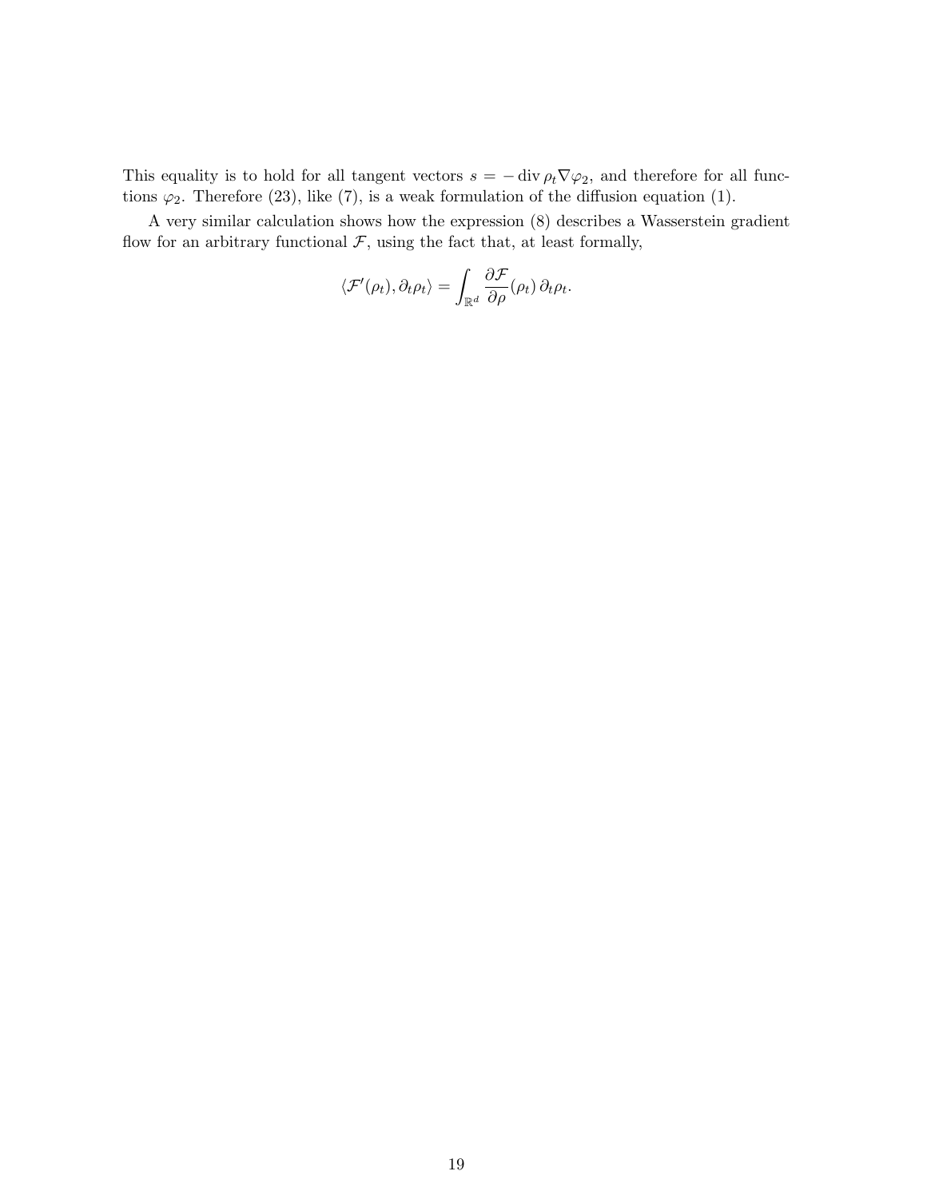This equality is to hold for all tangent vectors $s = -\operatorname{div} \rho_t \nabla \varphi_2$, and therefore for all functions $\varphi_2$. Therefore (23), like (7), is a weak formulation of the diffusion equation (1).

A very similar calculation shows how the expression (8) describes a Wasserstein gradient flow for an arbitrary functional $\mathcal{F}$, using the fact that, at least formally,

$$\langle \mathcal{F}'(\rho_t), \partial_t \rho_t \rangle = \int_{\mathbb{R}^d} \frac{\partial \mathcal{F}}{\partial \rho}(\rho_t)\, \partial_t \rho_t.$$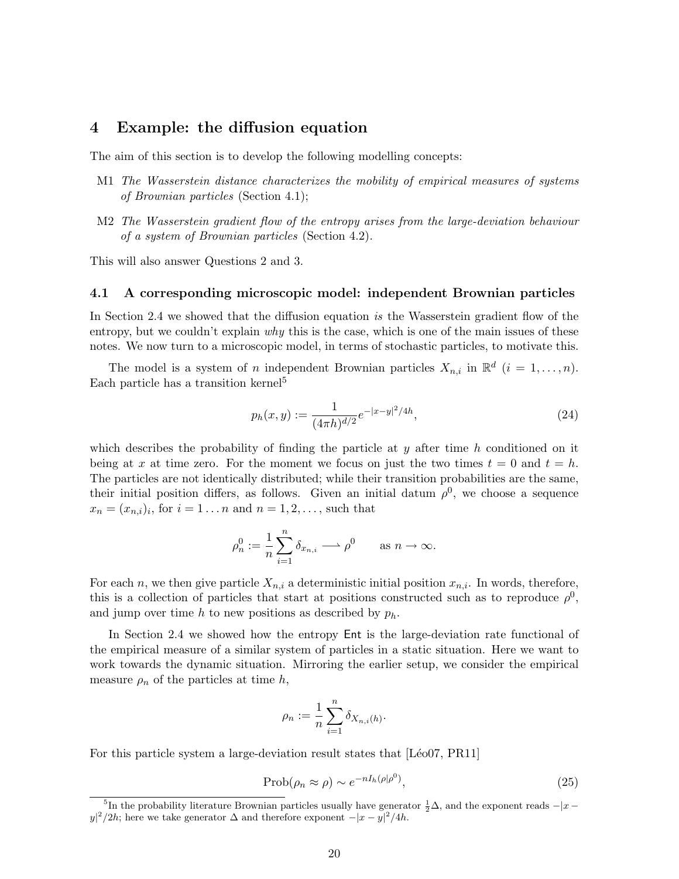# 4 Example: the diffusion equation

The aim of this section is to develop the following modelling concepts:

M1 *The Wasserstein distance characterizes the mobility of empirical measures of systems of Brownian particles* (Section 4.1);

M2 *The Wasserstein gradient flow of the entropy arises from the large-deviation behaviour of a system of Brownian particles* (Section 4.2).

This will also answer Questions 2 and 3.

## 4.1 A corresponding microscopic model: independent Brownian particles

In Section 2.4 we showed that the diffusion equation *is* the Wasserstein gradient flow of the entropy, but we couldn't explain *why* this is the case, which is one of the main issues of these notes. We now turn to a microscopic model, in terms of stochastic particles, to motivate this.

The model is a system of $n$ independent Brownian particles $X_{n,i}$ in $\mathbb{R}^d$ ($i = 1, \ldots, n$). Each particle has a transition kernel[5]

$$p_h(x, y) := \frac{1}{(4\pi h)^{d/2}} e^{-|x-y|^2/4h}, \tag{24}$$

which describes the probability of finding the particle at $y$ after time $h$ conditioned on it being at $x$ at time zero. For the moment we focus on just the two times $t = 0$ and $t = h$. The particles are not identically distributed; while their transition probabilities are the same, their initial position differs, as follows. Given an initial datum $\rho^0$, we choose a sequence $x_n = (x_{n,i})_i$, for $i = 1 \ldots n$ and $n = 1, 2, \ldots$, such that

$$\rho_n^0 := \frac{1}{n} \sum_{i=1}^{n} \delta_{x_{n,i}} \longrightarrow \rho^0 \qquad \text{as } n \to \infty.$$

For each $n$, we then give particle $X_{n,i}$ a deterministic initial position $x_{n,i}$. In words, therefore, this is a collection of particles that start at positions constructed such as to reproduce $\rho^0$, and jump over time $h$ to new positions as described by $p_h$.

In Section 2.4 we showed how the entropy Ent is the large-deviation rate functional of the empirical measure of a similar system of particles in a static situation. Here we want to work towards the dynamic situation. Mirroring the earlier setup, we consider the empirical measure $\rho_n$ of the particles at time $h$,

$$\rho_n := \frac{1}{n} \sum_{i=1}^{n} \delta_{X_{n,i}(h)}.$$

For this particle system a large-deviation result states that [Léo07, PR11]

$$\text{Prob}(\rho_n \approx \rho) \sim e^{-nI_h(\rho|\rho^0)}, \tag{25}$$

[5] In the probability literature Brownian particles usually have generator $\frac{1}{2}\Delta$, and the exponent reads $-|x - y|^2/2h$; here we take generator $\Delta$ and therefore exponent $-|x - y|^2/4h$.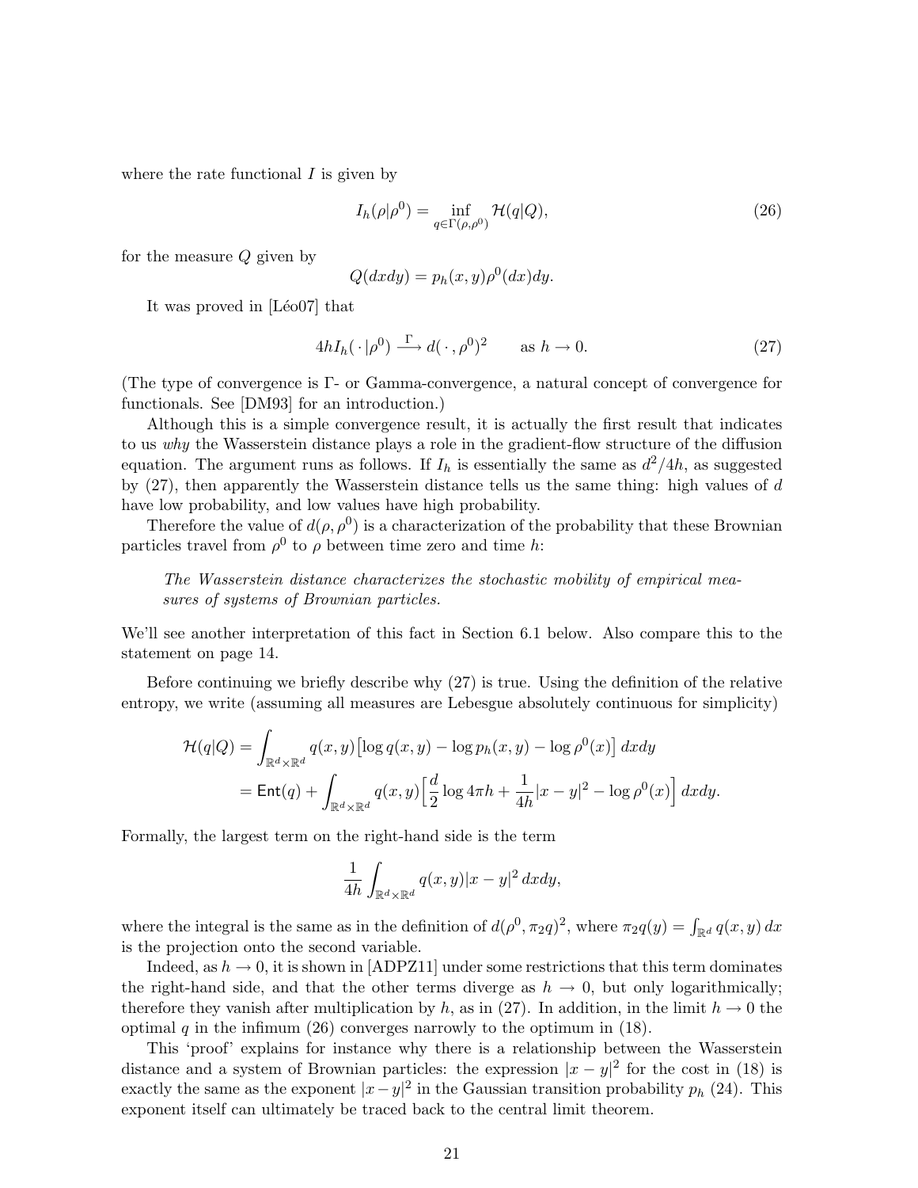where the rate functional $I$ is given by

$$I_h(\rho|\rho^0) = \inf_{q\in\Gamma(\rho,\rho^0)} \mathcal{H}(q|Q), \tag{26}$$

for the measure $Q$ given by

$$Q(dxdy) = p_h(x,y)\rho^0(dx)dy.$$

It was proved in [Léo07] that

$$4hI_h(\,\cdot\,|\rho^0) \xrightarrow{\Gamma} d(\,\cdot\,,\rho^0)^2 \qquad \text{as } h\to 0. \tag{27}$$

(The type of convergence is Γ- or Gamma-convergence, a natural concept of convergence for functionals. See [DM93] for an introduction.)

Although this is a simple convergence result, it is actually the first result that indicates to us *why* the Wasserstein distance plays a role in the gradient-flow structure of the diffusion equation. The argument runs as follows. If $I_h$ is essentially the same as $d^2/4h$, as suggested by (27), then apparently the Wasserstein distance tells us the same thing: high values of $d$ have low probability, and low values have high probability.

Therefore the value of $d(\rho,\rho^0)$ is a characterization of the probability that these Brownian particles travel from $\rho^0$ to $\rho$ between time zero and time $h$:

> *The Wasserstein distance characterizes the stochastic mobility of empirical measures of systems of Brownian particles.*

We'll see another interpretation of this fact in Section 6.1 below. Also compare this to the statement on page 14.

Before continuing we briefly describe why (27) is true. Using the definition of the relative entropy, we write (assuming all measures are Lebesgue absolutely continuous for simplicity)

$$\begin{aligned}\mathcal{H}(q|Q) &= \int_{\mathbb{R}^d\times\mathbb{R}^d} q(x,y)\big[\log q(x,y) - \log p_h(x,y) - \log\rho^0(x)\big]\,dxdy\\ &= \mathsf{Ent}(q) + \int_{\mathbb{R}^d\times\mathbb{R}^d} q(x,y)\Big[\frac{d}{2}\log 4\pi h + \frac{1}{4h}|x-y|^2 - \log\rho^0(x)\Big]\,dxdy.\end{aligned}$$

Formally, the largest term on the right-hand side is the term

$$\frac{1}{4h}\int_{\mathbb{R}^d\times\mathbb{R}^d} q(x,y)|x-y|^2\,dxdy,$$

where the integral is the same as in the definition of $d(\rho^0,\pi_2 q)^2$, where $\pi_2 q(y) = \int_{\mathbb{R}^d} q(x,y)\,dx$ is the projection onto the second variable.

Indeed, as $h\to 0$, it is shown in [ADPZ11] under some restrictions that this term dominates the right-hand side, and that the other terms diverge as $h\to 0$, but only logarithmically; therefore they vanish after multiplication by $h$, as in (27). In addition, in the limit $h\to 0$ the optimal $q$ in the infimum (26) converges narrowly to the optimum in (18).

This 'proof' explains for instance why there is a relationship between the Wasserstein distance and a system of Brownian particles: the expression $|x-y|^2$ for the cost in (18) is exactly the same as the exponent $|x-y|^2$ in the Gaussian transition probability $p_h$ (24). This exponent itself can ultimately be traced back to the central limit theorem.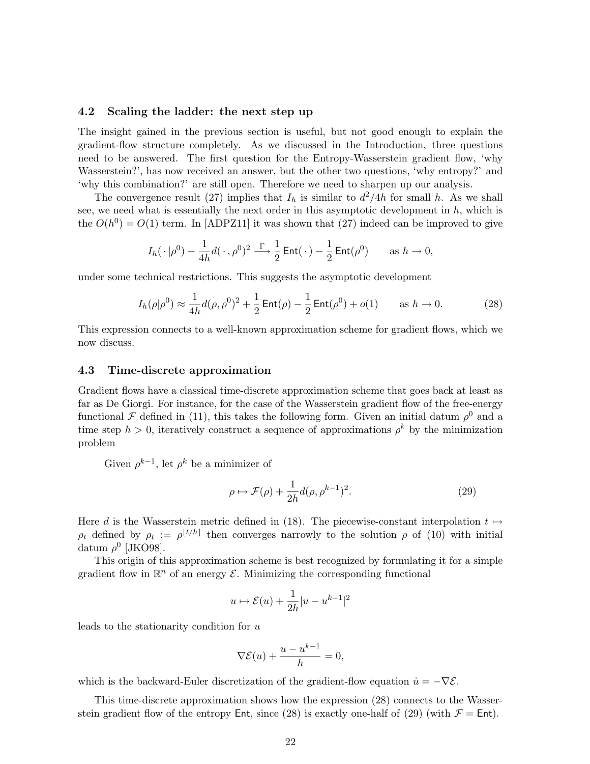### 4.2 Scaling the ladder: the next step up

The insight gained in the previous section is useful, but not good enough to explain the gradient-flow structure completely. As we discussed in the Introduction, three questions need to be answered. The first question for the Entropy-Wasserstein gradient flow, 'why Wasserstein?', has now received an answer, but the other two questions, 'why entropy?' and 'why this combination?' are still open. Therefore we need to sharpen up our analysis.

The convergence result (27) implies that $I_h$ is similar to $d^2/4h$ for small $h$. As we shall see, we need what is essentially the next order in this asymptotic development in $h$, which is the $O(h^0) = O(1)$ term. In [ADPZ11] it was shown that (27) indeed can be improved to give

$$I_h(\,\cdot\,|\rho^0) - \frac{1}{4h} d(\,\cdot\,,\rho^0)^2 \xrightarrow{\;\Gamma\;} \frac{1}{2}\,\mathsf{Ent}(\,\cdot\,) - \frac{1}{2}\,\mathsf{Ent}(\rho^0) \qquad \text{as } h \to 0,$$

under some technical restrictions. This suggests the asymptotic development

$$I_h(\rho|\rho^0) \approx \frac{1}{4h} d(\rho,\rho^0)^2 + \frac{1}{2}\,\mathsf{Ent}(\rho) - \frac{1}{2}\,\mathsf{Ent}(\rho^0) + o(1) \qquad \text{as } h \to 0. \tag{28}$$

This expression connects to a well-known approximation scheme for gradient flows, which we now discuss.

### 4.3 Time-discrete approximation

Gradient flows have a classical time-discrete approximation scheme that goes back at least as far as De Giorgi. For instance, for the case of the Wasserstein gradient flow of the free-energy functional $\mathcal{F}$ defined in (11), this takes the following form. Given an initial datum $\rho^0$ and a time step $h > 0$, iteratively construct a sequence of approximations $\rho^k$ by the minimization problem

Given $\rho^{k-1}$, let $\rho^k$ be a minimizer of

$$\rho \mapsto \mathcal{F}(\rho) + \frac{1}{2h} d(\rho, \rho^{k-1})^2. \tag{29}$$

Here $d$ is the Wasserstein metric defined in (18). The piecewise-constant interpolation $t \mapsto \rho_t$ defined by $\rho_t := \rho^{\lfloor t/h \rfloor}$ then converges narrowly to the solution $\rho$ of (10) with initial datum $\rho^0$ [JKO98].

This origin of this approximation scheme is best recognized by formulating it for a simple gradient flow in $\mathbb{R}^n$ of an energy $\mathcal{E}$. Minimizing the corresponding functional

$$u \mapsto \mathcal{E}(u) + \frac{1}{2h}|u - u^{k-1}|^2$$

leads to the stationarity condition for $u$

$$\nabla \mathcal{E}(u) + \frac{u - u^{k-1}}{h} = 0,$$

which is the backward-Euler discretization of the gradient-flow equation $\dot{u} = -\nabla \mathcal{E}$.

This time-discrete approximation shows how the expression (28) connects to the Wasserstein gradient flow of the entropy $\mathsf{Ent}$, since (28) is exactly one-half of (29) (with $\mathcal{F} = \mathsf{Ent}$).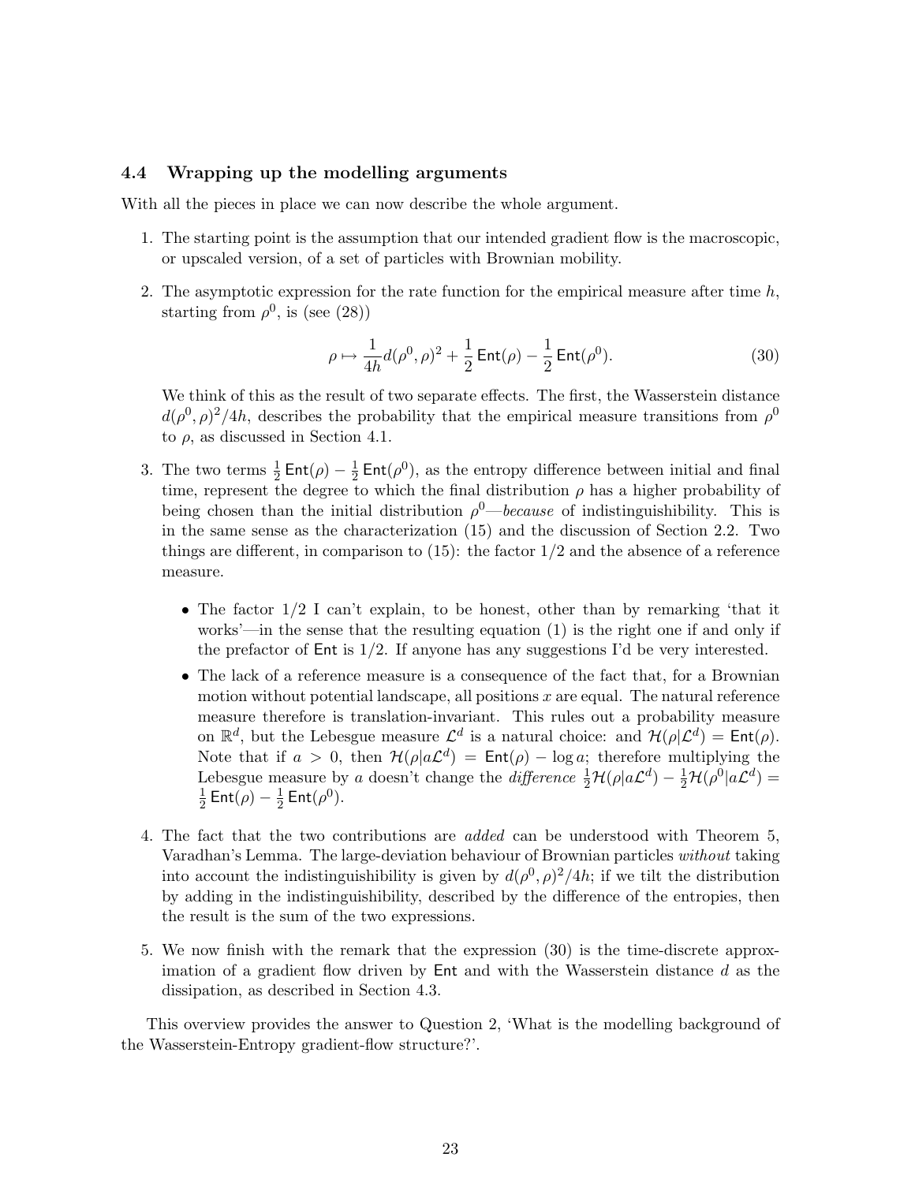### 4.4 Wrapping up the modelling arguments

With all the pieces in place we can now describe the whole argument.

1. The starting point is the assumption that our intended gradient flow is the macroscopic, or upscaled version, of a set of particles with Brownian mobility.

2. The asymptotic expression for the rate function for the empirical measure after time $h$, starting from $\rho^0$, is (see (28))

$$\rho \mapsto \frac{1}{4h} d(\rho^0, \rho)^2 + \frac{1}{2}\,\mathsf{Ent}(\rho) - \frac{1}{2}\,\mathsf{Ent}(\rho^0). \tag{30}$$

   We think of this as the result of two separate effects. The first, the Wasserstein distance $d(\rho^0, \rho)^2/4h$, describes the probability that the empirical measure transitions from $\rho^0$ to $\rho$, as discussed in Section 4.1.

3. The two terms $\frac{1}{2}\,\mathsf{Ent}(\rho) - \frac{1}{2}\,\mathsf{Ent}(\rho^0)$, as the entropy difference between initial and final time, represent the degree to which the final distribution $\rho$ has a higher probability of being chosen than the initial distribution $\rho^0$—*because* of indistinguishability. This is in the same sense as the characterization (15) and the discussion of Section 2.2. Two things are different, in comparison to (15): the factor $1/2$ and the absence of a reference measure.

   - The factor $1/2$ I can't explain, to be honest, other than by remarking 'that it works'—in the sense that the resulting equation (1) is the right one if and only if the prefactor of $\mathsf{Ent}$ is $1/2$. If anyone has any suggestions I'd be very interested.
   - The lack of a reference measure is a consequence of the fact that, for a Brownian motion without potential landscape, all positions $x$ are equal. The natural reference measure therefore is translation-invariant. This rules out a probability measure on $\mathbb{R}^d$, but the Lebesgue measure $\mathcal{L}^d$ is a natural choice: and $\mathcal{H}(\rho|\mathcal{L}^d) = \mathsf{Ent}(\rho)$. Note that if $a > 0$, then $\mathcal{H}(\rho|a\mathcal{L}^d) = \mathsf{Ent}(\rho) - \log a$; therefore multiplying the Lebesgue measure by $a$ doesn't change the *difference* $\frac{1}{2}\mathcal{H}(\rho|a\mathcal{L}^d) - \frac{1}{2}\mathcal{H}(\rho^0|a\mathcal{L}^d) = \frac{1}{2}\,\mathsf{Ent}(\rho) - \frac{1}{2}\,\mathsf{Ent}(\rho^0)$.

4. The fact that the two contributions are *added* can be understood with Theorem 5, Varadhan's Lemma. The large-deviation behaviour of Brownian particles *without* taking into account the indistinguishibility is given by $d(\rho^0, \rho)^2/4h$; if we tilt the distribution by adding in the indistinguishibility, described by the difference of the entropies, then the result is the sum of the two expressions.

5. We now finish with the remark that the expression (30) is the time-discrete approximation of a gradient flow driven by $\mathsf{Ent}$ and with the Wasserstein distance $d$ as the dissipation, as described in Section 4.3.

This overview provides the answer to Question 2, 'What is the modelling background of the Wasserstein-Entropy gradient-flow structure?'.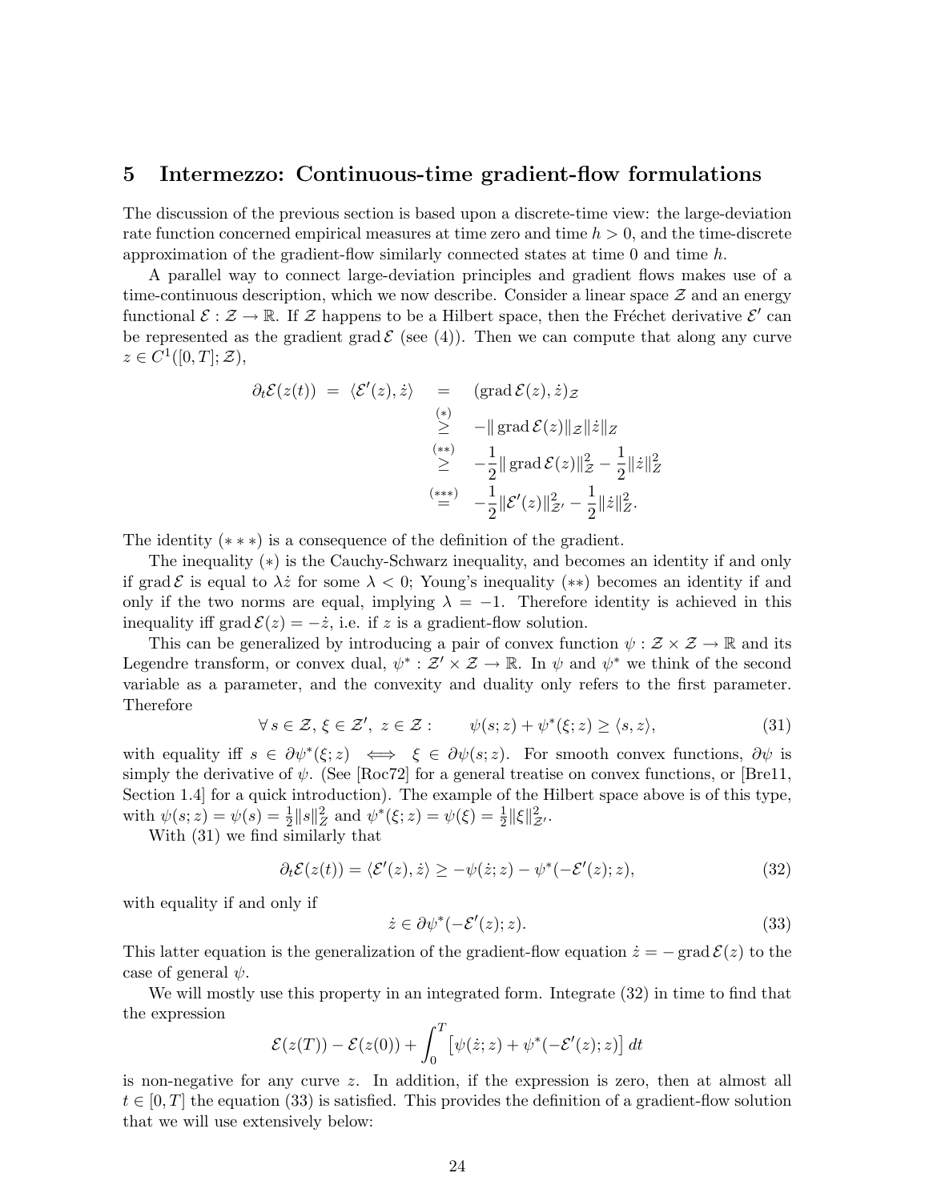## 5 Intermezzo: Continuous-time gradient-flow formulations

The discussion of the previous section is based upon a discrete-time view: the large-deviation rate function concerned empirical measures at time zero and time $h > 0$, and the time-discrete approximation of the gradient-flow similarly connected states at time 0 and time $h$.

A parallel way to connect large-deviation principles and gradient flows makes use of a time-continuous description, which we now describe. Consider a linear space $\mathcal{Z}$ and an energy functional $\mathcal{E} : \mathcal{Z} \to \mathbb{R}$. If $\mathcal{Z}$ happens to be a Hilbert space, then the Fréchet derivative $\mathcal{E}'$ can be represented as the gradient $\operatorname{grad} \mathcal{E}$ (see (4)). Then we can compute that along any curve $z \in C^1([0,T]; \mathcal{Z})$,

$$
\begin{aligned}
\partial_t \mathcal{E}(z(t)) \;=\; \langle \mathcal{E}'(z), \dot z \rangle \quad &= \quad (\operatorname{grad} \mathcal{E}(z), \dot z)_{\mathcal{Z}} \\
&\overset{(*)}{\geq} \quad -\|\operatorname{grad} \mathcal{E}(z)\|_{\mathcal{Z}} \|\dot z\|_Z \\
&\overset{(**)}{\geq} \quad -\frac{1}{2}\|\operatorname{grad} \mathcal{E}(z)\|_{\mathcal{Z}}^2 - \frac{1}{2}\|\dot z\|_Z^2 \\
&\overset{(***)}{=} \quad -\frac{1}{2}\|\mathcal{E}'(z)\|_{\mathcal{Z}'}^2 - \frac{1}{2}\|\dot z\|_Z^2.
\end{aligned}
$$

The identity $(***)$ is a consequence of the definition of the gradient.

The inequality $(*)$ is the Cauchy-Schwarz inequality, and becomes an identity if and only if $\operatorname{grad} \mathcal{E}$ is equal to $\lambda \dot z$ for some $\lambda < 0$; Young's inequality $(**)$ becomes an identity if and only if the two norms are equal, implying $\lambda = -1$. Therefore identity is achieved in this inequality iff $\operatorname{grad} \mathcal{E}(z) = -\dot z$, i.e. if $z$ is a gradient-flow solution.

This can be generalized by introducing a pair of convex function $\psi : \mathcal{Z} \times \mathcal{Z} \to \mathbb{R}$ and its Legendre transform, or convex dual, $\psi^* : \mathcal{Z}' \times \mathcal{Z} \to \mathbb{R}$. In $\psi$ and $\psi^*$ we think of the second variable as a parameter, and the convexity and duality only refers to the first parameter. Therefore

$$
\forall\, s \in \mathcal{Z},\, \xi \in \mathcal{Z}',\; z \in \mathcal{Z} : \qquad \psi(s; z) + \psi^*(\xi; z) \geq \langle s, z \rangle, \tag{31}
$$

with equality iff $s \in \partial \psi^*(\xi; z) \iff \xi \in \partial \psi(s; z)$. For smooth convex functions, $\partial \psi$ is simply the derivative of $\psi$. (See [Roc72] for a general treatise on convex functions, or [Bre11, Section 1.4] for a quick introduction). The example of the Hilbert space above is of this type, with $\psi(s; z) = \psi(s) = \frac{1}{2}\|s\|_Z^2$ and $\psi^*(\xi; z) = \psi(\xi) = \frac{1}{2}\|\xi\|_{\mathcal{Z}'}^2$.

With (31) we find similarly that

$$
\partial_t \mathcal{E}(z(t)) = \langle \mathcal{E}'(z), \dot z \rangle \geq -\psi(\dot z; z) - \psi^*(-\mathcal{E}'(z); z), \tag{32}
$$

with equality if and only if

$$
\dot z \in \partial \psi^*(-\mathcal{E}'(z); z). \tag{33}
$$

This latter equation is the generalization of the gradient-flow equation $\dot z = -\operatorname{grad} \mathcal{E}(z)$ to the case of general $\psi$.

We will mostly use this property in an integrated form. Integrate (32) in time to find that the expression

$$
\mathcal{E}(z(T)) - \mathcal{E}(z(0)) + \int_0^T \left[ \psi(\dot z; z) + \psi^*(-\mathcal{E}'(z); z) \right] dt
$$

is non-negative for any curve $z$. In addition, if the expression is zero, then at almost all $t \in [0,T]$ the equation (33) is satisfied. This provides the definition of a gradient-flow solution that we will use extensively below: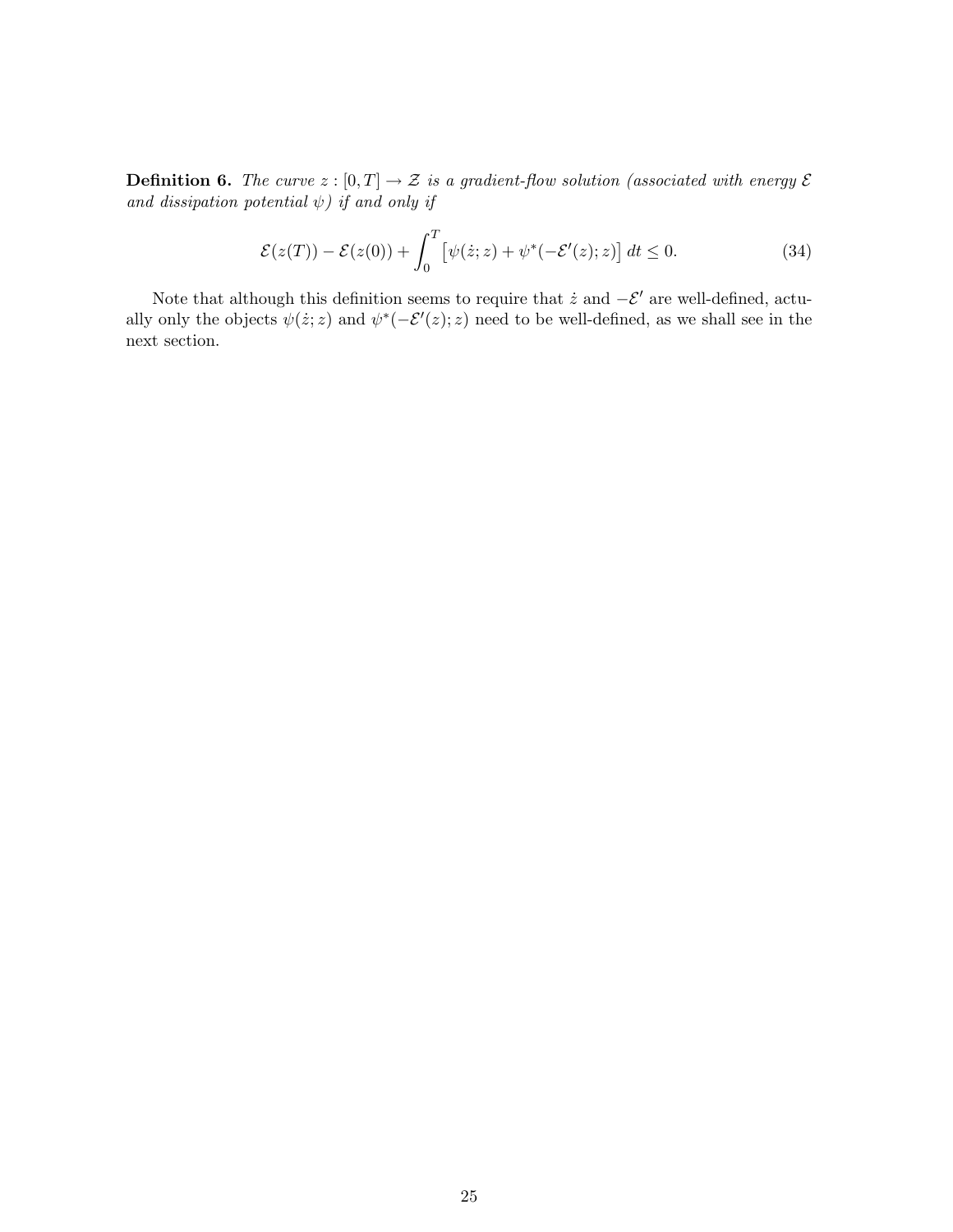**Definition 6.** *The curve $z : [0, T] \to \mathcal{Z}$ is a gradient-flow solution (associated with energy $\mathcal{E}$ and dissipation potential $\psi$) if and only if*

$$\mathcal{E}(z(T)) - \mathcal{E}(z(0)) + \int_0^T \left[\psi(\dot{z}; z) + \psi^*(-\mathcal{E}'(z); z)\right] dt \leq 0. \tag{34}$$

Note that although this definition seems to require that $\dot{z}$ and $-\mathcal{E}'$ are well-defined, actually only the objects $\psi(\dot{z}; z)$ and $\psi^*(-\mathcal{E}'(z); z)$ need to be well-defined, as we shall see in the next section.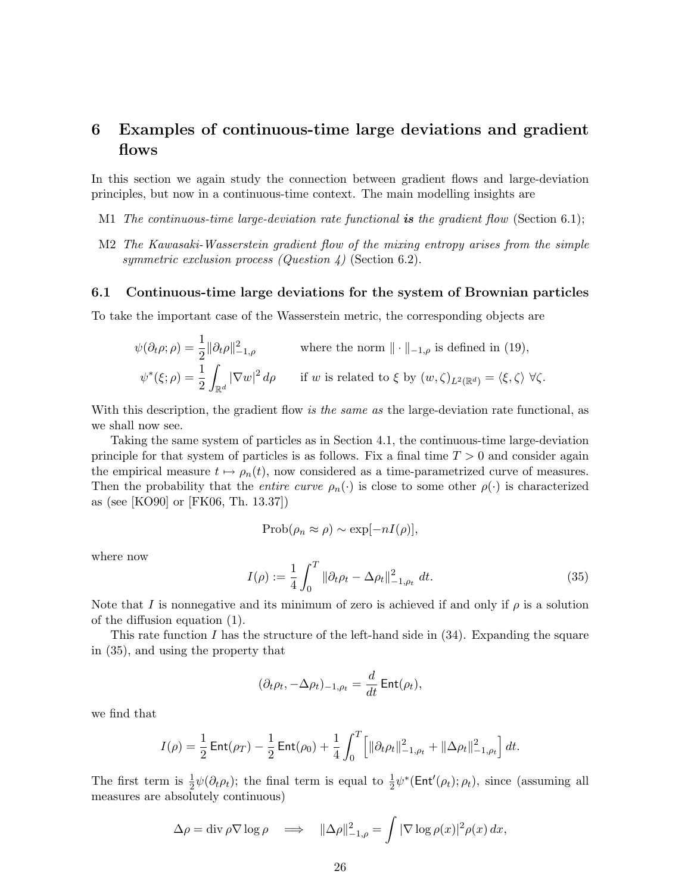# 6 Examples of continuous-time large deviations and gradient flows

In this section we again study the connection between gradient flows and large-deviation principles, but now in a continuous-time context. The main modelling insights are

M1 *The continuous-time large-deviation rate functional* ***is*** *the gradient flow* (Section 6.1);

M2 *The Kawasaki-Wasserstein gradient flow of the mixing entropy arises from the simple symmetric exclusion process (Question 4)* (Section 6.2).

## 6.1 Continuous-time large deviations for the system of Brownian particles

To take the important case of the Wasserstein metric, the corresponding objects are

$$\psi(\partial_t \rho; \rho) = \frac{1}{2}\|\partial_t \rho\|^2_{-1,\rho} \qquad \text{where the norm } \|\cdot\|_{-1,\rho} \text{ is defined in (19),}$$

$$\psi^*(\xi; \rho) = \frac{1}{2}\int_{\mathbb{R}^d} |\nabla w|^2 \, d\rho \qquad \text{if } w \text{ is related to } \xi \text{ by } (w, \zeta)_{L^2(\mathbb{R}^d)} = \langle \xi, \zeta \rangle \ \forall \zeta.$$

With this description, the gradient flow *is the same as* the large-deviation rate functional, as we shall now see.

Taking the same system of particles as in Section 4.1, the continuous-time large-deviation principle for that system of particles is as follows. Fix a final time $T > 0$ and consider again the empirical measure $t \mapsto \rho_n(t)$, now considered as a time-parametrized curve of measures. Then the probability that the *entire curve* $\rho_n(\cdot)$ is close to some other $\rho(\cdot)$ is characterized as (see [KO90] or [FK06, Th. 13.37])

$$\mathrm{Prob}(\rho_n \approx \rho) \sim \exp[-nI(\rho)],$$

where now

$$I(\rho) := \frac{1}{4}\int_0^T \|\partial_t \rho_t - \Delta \rho_t\|^2_{-1,\rho_t} \, dt. \tag{35}$$

Note that $I$ is nonnegative and its minimum of zero is achieved if and only if $\rho$ is a solution of the diffusion equation (1).

This rate function $I$ has the structure of the left-hand side in (34). Expanding the square in (35), and using the property that

$$(\partial_t \rho_t, -\Delta \rho_t)_{-1,\rho_t} = \frac{d}{dt}\,\mathsf{Ent}(\rho_t),$$

we find that

$$I(\rho) = \frac{1}{2}\,\mathsf{Ent}(\rho_T) - \frac{1}{2}\,\mathsf{Ent}(\rho_0) + \frac{1}{4}\int_0^T \Big[\|\partial_t \rho_t\|^2_{-1,\rho_t} + \|\Delta \rho_t\|^2_{-1,\rho_t}\Big]\, dt.$$

The first term is $\frac{1}{2}\psi(\partial_t \rho_t)$; the final term is equal to $\frac{1}{2}\psi^*(\mathsf{Ent}'(\rho_t); \rho_t)$, since (assuming all measures are absolutely continuous)

$$\Delta \rho = \mathrm{div}\, \rho \nabla \log \rho \quad \Longrightarrow \quad \|\Delta \rho\|^2_{-1,\rho} = \int |\nabla \log \rho(x)|^2 \rho(x)\, dx,$$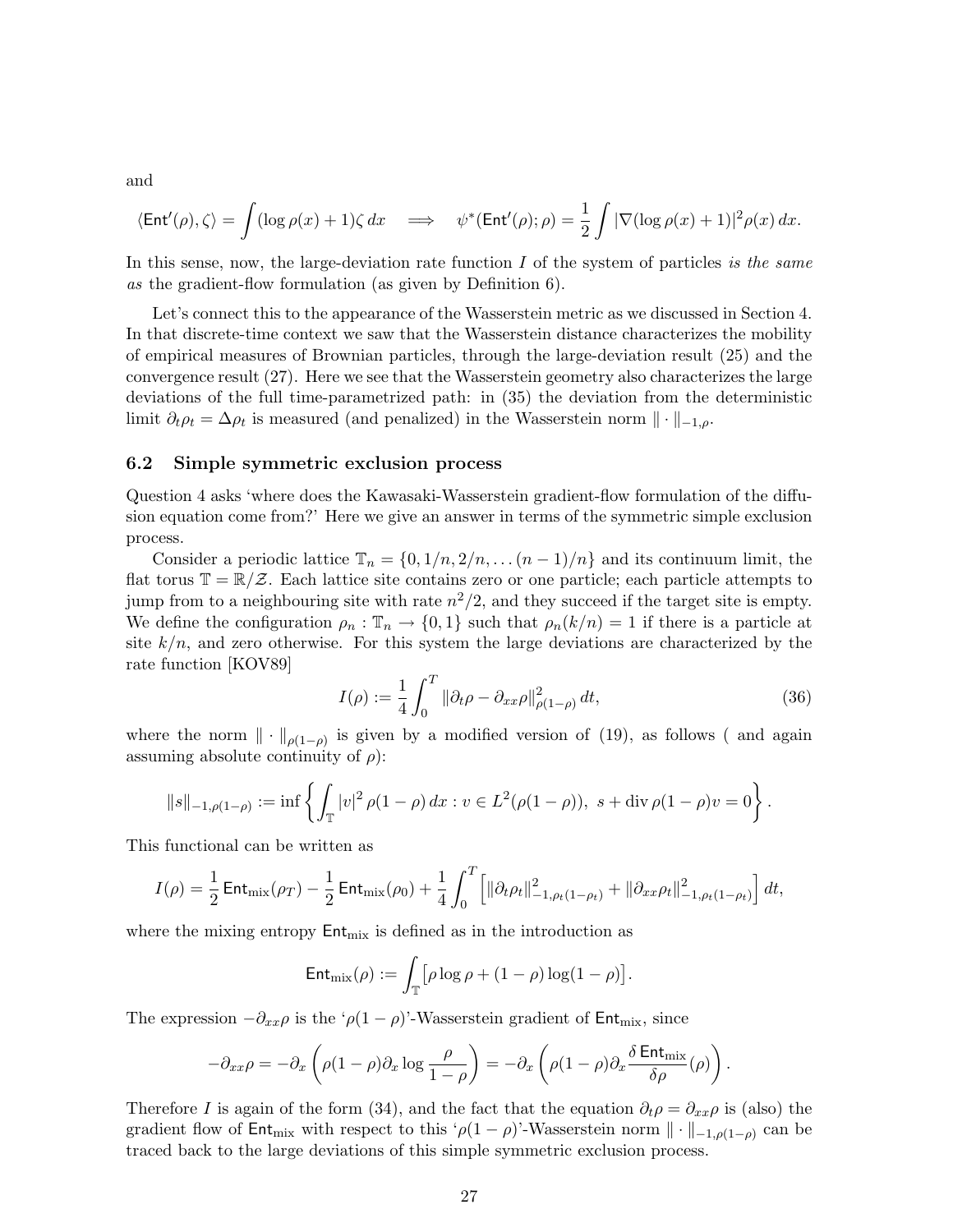and

$$\langle \mathsf{Ent}'(\rho), \zeta \rangle = \int (\log \rho(x) + 1)\zeta \, dx \quad \Longrightarrow \quad \psi^*(\mathsf{Ent}'(\rho); \rho) = \frac{1}{2} \int |\nabla(\log \rho(x) + 1)|^2 \rho(x) \, dx.$$

In this sense, now, the large-deviation rate function $I$ of the system of particles *is the same as* the gradient-flow formulation (as given by Definition 6).

Let's connect this to the appearance of the Wasserstein metric as we discussed in Section 4. In that discrete-time context we saw that the Wasserstein distance characterizes the mobility of empirical measures of Brownian particles, through the large-deviation result (25) and the convergence result (27). Here we see that the Wasserstein geometry also characterizes the large deviations of the full time-parametrized path: in (35) the deviation from the deterministic limit $\partial_t \rho_t = \Delta \rho_t$ is measured (and penalized) in the Wasserstein norm $\| \cdot \|_{-1,\rho}$.

### 6.2 Simple symmetric exclusion process

Question 4 asks 'where does the Kawasaki-Wasserstein gradient-flow formulation of the diffusion equation come from?' Here we give an answer in terms of the symmetric simple exclusion process.

Consider a periodic lattice $\mathbb{T}_n = \{0, 1/n, 2/n, \dots (n-1)/n\}$ and its continuum limit, the flat torus $\mathbb{T} = \mathbb{R}/\mathcal{Z}$. Each lattice site contains zero or one particle; each particle attempts to jump from to a neighbouring site with rate $n^2/2$, and they succeed if the target site is empty. We define the configuration $\rho_n : \mathbb{T}_n \to \{0, 1\}$ such that $\rho_n(k/n) = 1$ if there is a particle at site $k/n$, and zero otherwise. For this system the large deviations are characterized by the rate function [KOV89]

$$I(\rho) := \frac{1}{4} \int_0^T \|\partial_t \rho - \partial_{xx} \rho\|^2_{\rho(1-\rho)} \, dt, \tag{36}$$

where the norm $\| \cdot \|_{\rho(1-\rho)}$ is given by a modified version of (19), as follows ( and again assuming absolute continuity of $\rho$):

$$\|s\|_{-1,\rho(1-\rho)} := \inf \left\{ \int_{\mathbb{T}} |v|^2 \rho(1-\rho) \, dx : v \in L^2(\rho(1-\rho)), \; s + \operatorname{div} \rho(1-\rho)v = 0 \right\}.$$

This functional can be written as

$$I(\rho) = \frac{1}{2} \mathsf{Ent}_{\text{mix}}(\rho_T) - \frac{1}{2} \mathsf{Ent}_{\text{mix}}(\rho_0) + \frac{1}{4} \int_0^T \left[ \|\partial_t \rho_t\|^2_{-1,\rho_t(1-\rho_t)} + \|\partial_{xx} \rho_t\|^2_{-1,\rho_t(1-\rho_t)} \right] dt,$$

where the mixing entropy $\mathsf{Ent}_{\text{mix}}$ is defined as in the introduction as

$$\mathsf{Ent}_{\text{mix}}(\rho) := \int_{\mathbb{T}} \left[ \rho \log \rho + (1-\rho) \log(1-\rho) \right].$$

The expression $-\partial_{xx} \rho$ is the '$\rho(1-\rho)$'-Wasserstein gradient of $\mathsf{Ent}_{\text{mix}}$, since

$$-\partial_{xx} \rho = -\partial_x \left( \rho(1-\rho) \partial_x \log \frac{\rho}{1-\rho} \right) = -\partial_x \left( \rho(1-\rho) \partial_x \frac{\delta \, \mathsf{Ent}_{\text{mix}}}{\delta \rho}(\rho) \right).$$

Therefore $I$ is again of the form (34), and the fact that the equation $\partial_t \rho = \partial_{xx} \rho$ is (also) the gradient flow of $\mathsf{Ent}_{\text{mix}}$ with respect to this '$\rho(1-\rho)$'-Wasserstein norm $\| \cdot \|_{-1,\rho(1-\rho)}$ can be traced back to the large deviations of this simple symmetric exclusion process.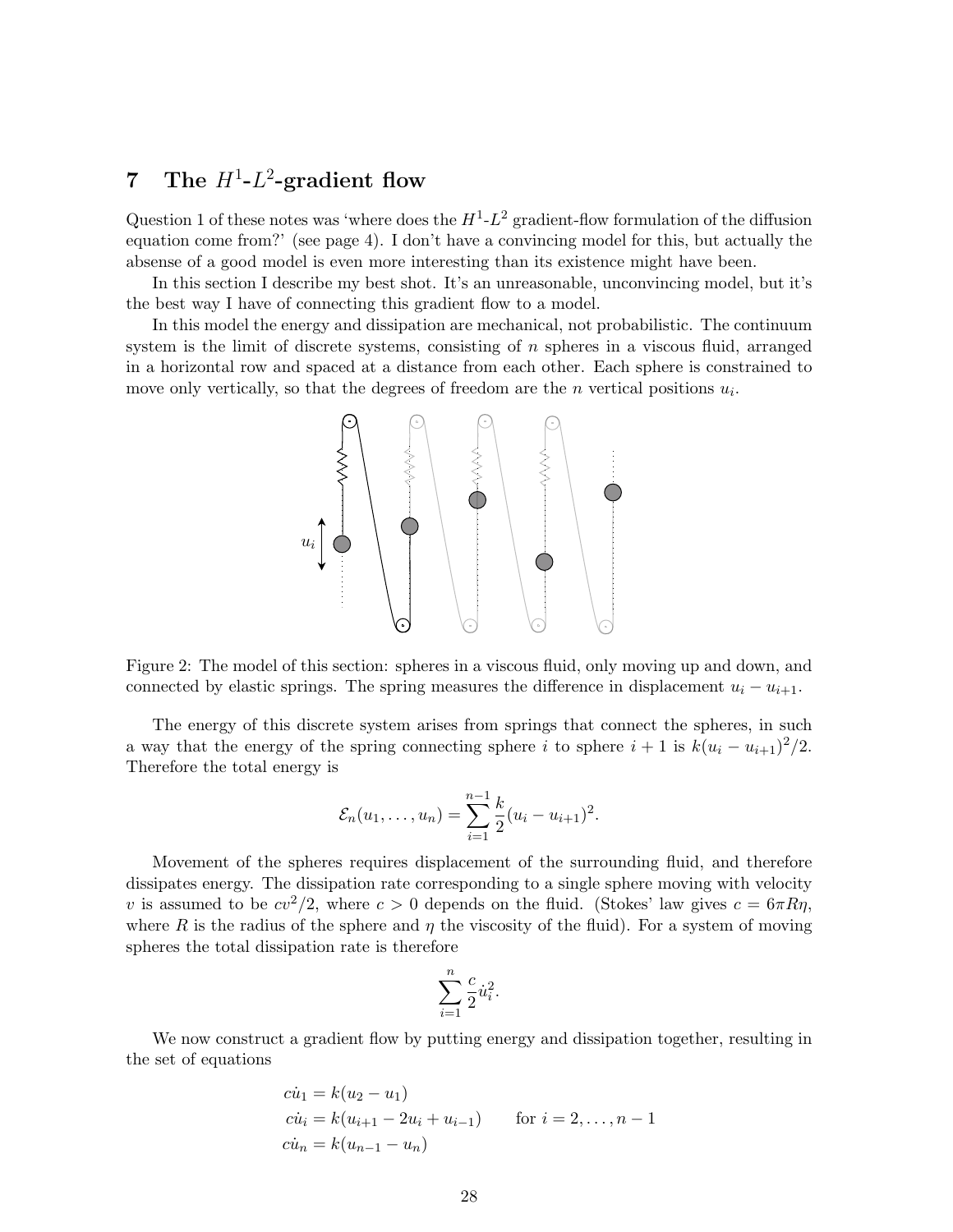## 7 The $H^1$-$L^2$-gradient flow

Question 1 of these notes was 'where does the $H^1$-$L^2$ gradient-flow formulation of the diffusion equation come from?' (see page 4). I don't have a convincing model for this, but actually the absense of a good model is even more interesting than its existence might have been.

In this section I describe my best shot. It's an unreasonable, unconvincing model, but it's the best way I have of connecting this gradient flow to a model.

In this model the energy and dissipation are mechanical, not probabilistic. The continuum system is the limit of discrete systems, consisting of $n$ spheres in a viscous fluid, arranged in a horizontal row and spaced at a distance from each other. Each sphere is constrained to move only vertically, so that the degrees of freedom are the $n$ vertical positions $u_i$.

Figure 2: The model of this section: spheres in a viscous fluid, only moving up and down, and connected by elastic springs. The spring measures the difference in displacement $u_i - u_{i+1}$.

The energy of this discrete system arises from springs that connect the spheres, in such a way that the energy of the spring connecting sphere $i$ to sphere $i+1$ is $k(u_i - u_{i+1})^2/2$. Therefore the total energy is

$$\mathcal{E}_n(u_1, \ldots, u_n) = \sum_{i=1}^{n-1} \frac{k}{2}(u_i - u_{i+1})^2.$$

Movement of the spheres requires displacement of the surrounding fluid, and therefore dissipates energy. The dissipation rate corresponding to a single sphere moving with velocity $v$ is assumed to be $cv^2/2$, where $c > 0$ depends on the fluid. (Stokes' law gives $c = 6\pi R\eta$, where $R$ is the radius of the sphere and $\eta$ the viscosity of the fluid). For a system of moving spheres the total dissipation rate is therefore

$$\sum_{i=1}^{n} \frac{c}{2}\dot{u}_i^2.$$

We now construct a gradient flow by putting energy and dissipation together, resulting in the set of equations

$$\begin{aligned}
c\dot{u}_1 &= k(u_2 - u_1) \\
c\dot{u}_i &= k(u_{i+1} - 2u_i + u_{i-1}) \qquad \text{for } i = 2, \ldots, n-1 \\
c\dot{u}_n &= k(u_{n-1} - u_n)
\end{aligned}$$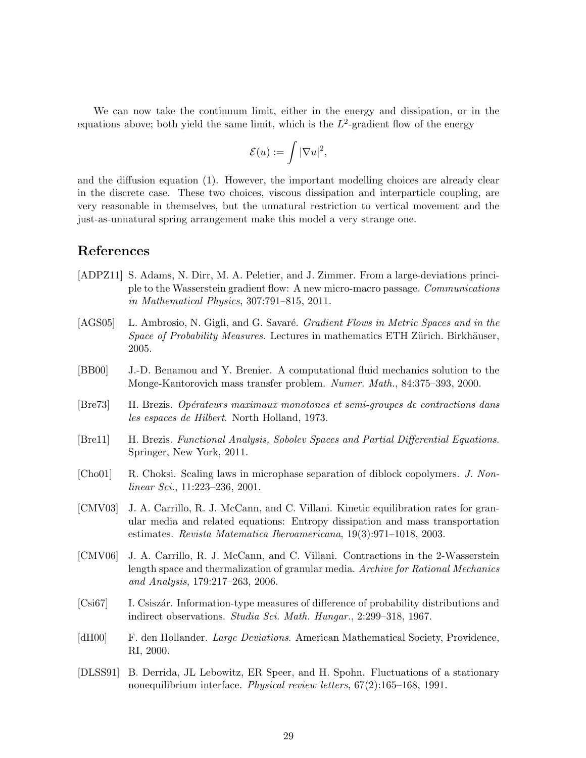We can now take the continuum limit, either in the energy and dissipation, or in the equations above; both yield the same limit, which is the $L^2$-gradient flow of the energy

$$\mathcal{E}(u) := \int |\nabla u|^2,$$

and the diffusion equation (1). However, the important modelling choices are already clear in the discrete case. These two choices, viscous dissipation and interparticle coupling, are very reasonable in themselves, but the unnatural restriction to vertical movement and the just-as-unnatural spring arrangement make this model a very strange one.

## References

[ADPZ11] S. Adams, N. Dirr, M. A. Peletier, and J. Zimmer. From a large-deviations principle to the Wasserstein gradient flow: A new micro-macro passage. *Communications in Mathematical Physics*, 307:791–815, 2011.

[AGS05] L. Ambrosio, N. Gigli, and G. Savaré. *Gradient Flows in Metric Spaces and in the Space of Probability Measures*. Lectures in mathematics ETH Zürich. Birkhäuser, 2005.

[BB00] J.-D. Benamou and Y. Brenier. A computational fluid mechanics solution to the Monge-Kantorovich mass transfer problem. *Numer. Math.*, 84:375–393, 2000.

[Bre73] H. Brezis. *Opérateurs maximaux monotones et semi-groupes de contractions dans les espaces de Hilbert*. North Holland, 1973.

[Bre11] H. Brezis. *Functional Analysis, Sobolev Spaces and Partial Differential Equations*. Springer, New York, 2011.

[Cho01] R. Choksi. Scaling laws in microphase separation of diblock copolymers. *J. Nonlinear Sci.*, 11:223–236, 2001.

[CMV03] J. A. Carrillo, R. J. McCann, and C. Villani. Kinetic equilibration rates for granular media and related equations: Entropy dissipation and mass transportation estimates. *Revista Matematica Iberoamericana*, 19(3):971–1018, 2003.

[CMV06] J. A. Carrillo, R. J. McCann, and C. Villani. Contractions in the 2-Wasserstein length space and thermalization of granular media. *Archive for Rational Mechanics and Analysis*, 179:217–263, 2006.

[Csi67] I. Csiszár. Information-type measures of difference of probability distributions and indirect observations. *Studia Sci. Math. Hungar.*, 2:299–318, 1967.

[dH00] F. den Hollander. *Large Deviations*. American Mathematical Society, Providence, RI, 2000.

[DLSS91] B. Derrida, JL Lebowitz, ER Speer, and H. Spohn. Fluctuations of a stationary nonequilibrium interface. *Physical review letters*, 67(2):165–168, 1991.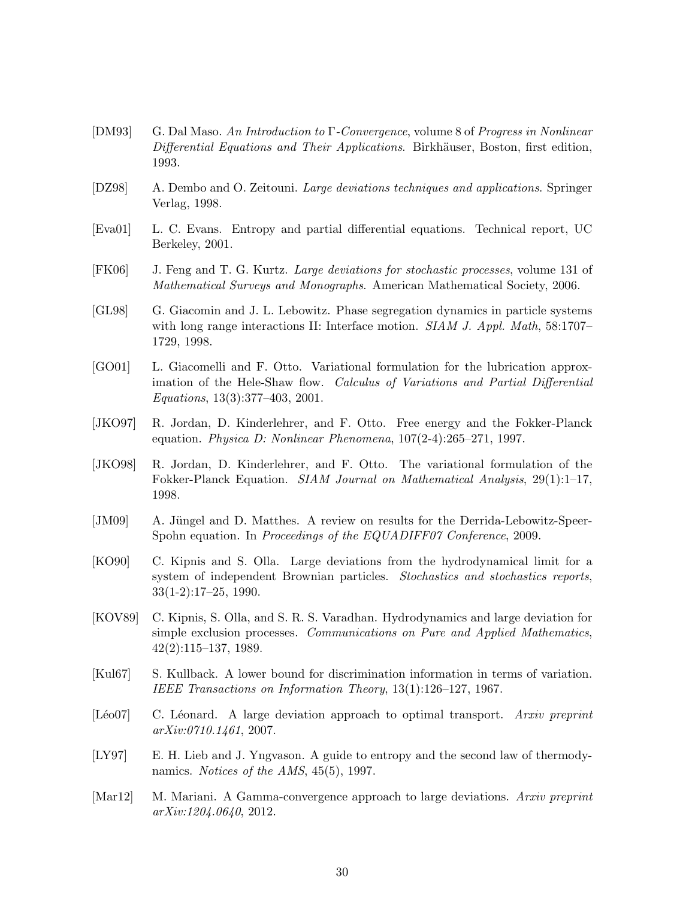[DM93] G. Dal Maso. *An Introduction to $\Gamma$-Convergence*, volume 8 of *Progress in Nonlinear Differential Equations and Their Applications*. Birkhäuser, Boston, first edition, 1993.

[DZ98] A. Dembo and O. Zeitouni. *Large deviations techniques and applications*. Springer Verlag, 1998.

[Eva01] L. C. Evans. Entropy and partial differential equations. Technical report, UC Berkeley, 2001.

[FK06] J. Feng and T. G. Kurtz. *Large deviations for stochastic processes*, volume 131 of *Mathematical Surveys and Monographs*. American Mathematical Society, 2006.

[GL98] G. Giacomin and J. L. Lebowitz. Phase segregation dynamics in particle systems with long range interactions II: Interface motion. *SIAM J. Appl. Math*, 58:1707–1729, 1998.

[GO01] L. Giacomelli and F. Otto. Variational formulation for the lubrication approximation of the Hele-Shaw flow. *Calculus of Variations and Partial Differential Equations*, 13(3):377–403, 2001.

[JKO97] R. Jordan, D. Kinderlehrer, and F. Otto. Free energy and the Fokker-Planck equation. *Physica D: Nonlinear Phenomena*, 107(2-4):265–271, 1997.

[JKO98] R. Jordan, D. Kinderlehrer, and F. Otto. The variational formulation of the Fokker-Planck Equation. *SIAM Journal on Mathematical Analysis*, 29(1):1–17, 1998.

[JM09] A. Jüngel and D. Matthes. A review on results for the Derrida-Lebowitz-Speer-Spohn equation. In *Proceedings of the EQUADIFF07 Conference*, 2009.

[KO90] C. Kipnis and S. Olla. Large deviations from the hydrodynamical limit for a system of independent Brownian particles. *Stochastics and stochastics reports*, 33(1-2):17–25, 1990.

[KOV89] C. Kipnis, S. Olla, and S. R. S. Varadhan. Hydrodynamics and large deviation for simple exclusion processes. *Communications on Pure and Applied Mathematics*, 42(2):115–137, 1989.

[Kul67] S. Kullback. A lower bound for discrimination information in terms of variation. *IEEE Transactions on Information Theory*, 13(1):126–127, 1967.

[Léo07] C. Léonard. A large deviation approach to optimal transport. *Arxiv preprint arXiv:0710.1461*, 2007.

[LY97] E. H. Lieb and J. Yngvason. A guide to entropy and the second law of thermodynamics. *Notices of the AMS*, 45(5), 1997.

[Mar12] M. Mariani. A Gamma-convergence approach to large deviations. *Arxiv preprint arXiv:1204.0640*, 2012.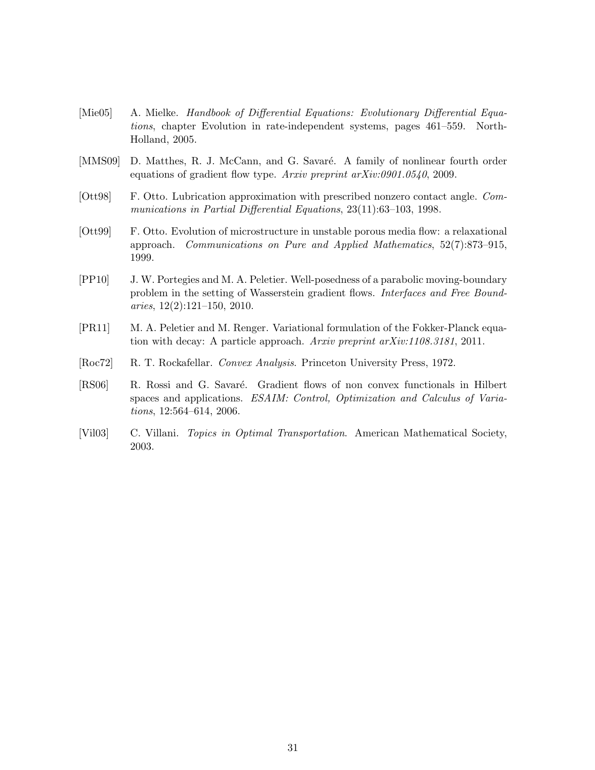[Mie05] A. Mielke. *Handbook of Differential Equations: Evolutionary Differential Equations*, chapter Evolution in rate-independent systems, pages 461–559. North-Holland, 2005.

[MMS09] D. Matthes, R. J. McCann, and G. Savaré. A family of nonlinear fourth order equations of gradient flow type. *Arxiv preprint arXiv:0901.0540*, 2009.

[Ott98] F. Otto. Lubrication approximation with prescribed nonzero contact angle. *Communications in Partial Differential Equations*, 23(11):63–103, 1998.

[Ott99] F. Otto. Evolution of microstructure in unstable porous media flow: a relaxational approach. *Communications on Pure and Applied Mathematics*, 52(7):873–915, 1999.

[PP10] J. W. Portegies and M. A. Peletier. Well-posedness of a parabolic moving-boundary problem in the setting of Wasserstein gradient flows. *Interfaces and Free Boundaries*, 12(2):121–150, 2010.

[PR11] M. A. Peletier and M. Renger. Variational formulation of the Fokker-Planck equation with decay: A particle approach. *Arxiv preprint arXiv:1108.3181*, 2011.

[Roc72] R. T. Rockafellar. *Convex Analysis*. Princeton University Press, 1972.

[RS06] R. Rossi and G. Savaré. Gradient flows of non convex functionals in Hilbert spaces and applications. *ESAIM: Control, Optimization and Calculus of Variations*, 12:564–614, 2006.

[Vil03] C. Villani. *Topics in Optimal Transportation*. American Mathematical Society, 2003.